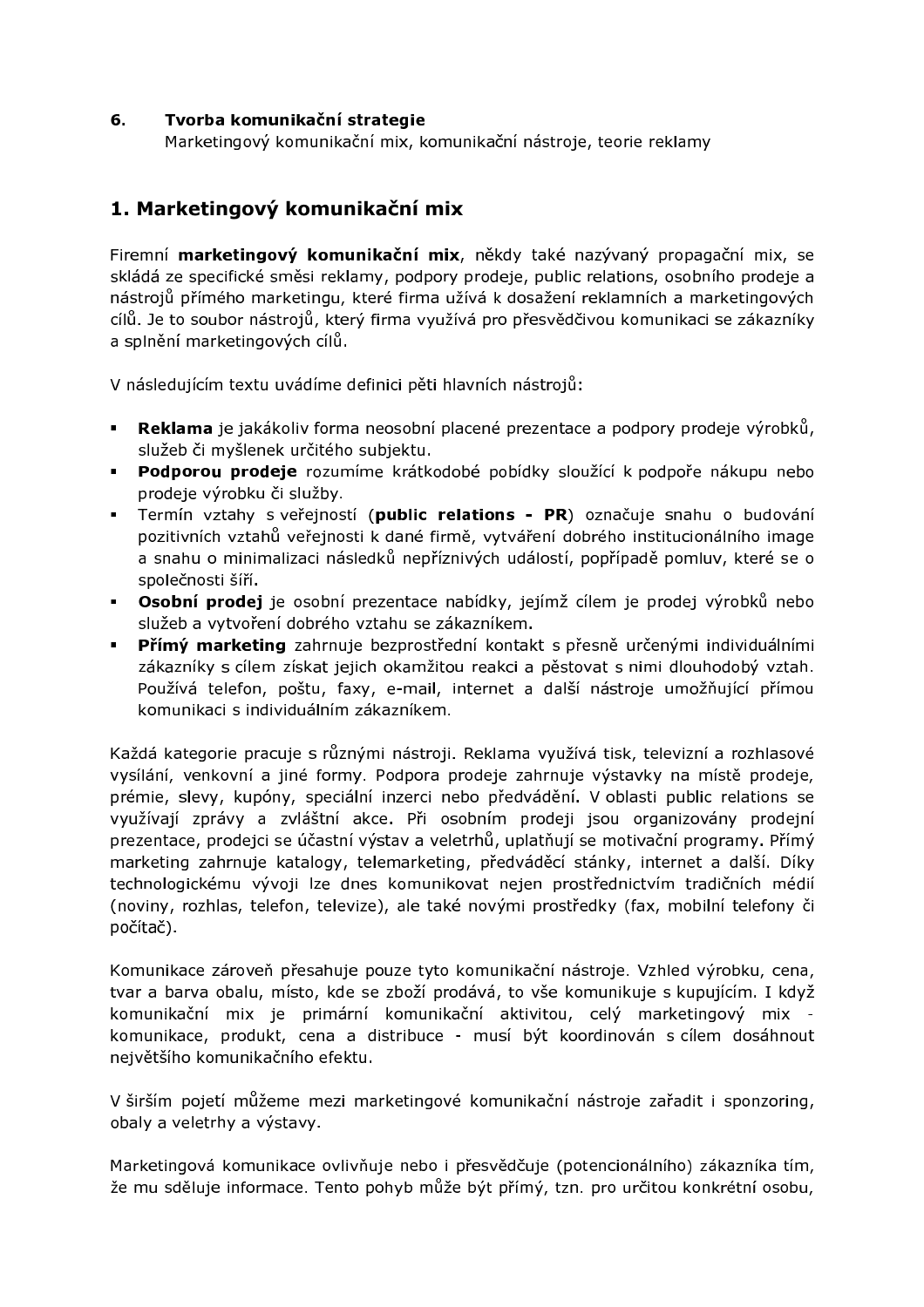**6. Tvorba komunikační strategie**
Marketingový komunikační mix, komunikační nástroje, teorie reklamy

## 1. Marketingový komunikační mix

Firemní **marketingový komunikační mix**, někdy také nazývaný propagační mix, se skládá ze specifické směsi reklamy, podpory prodeje, public relations, osobního prodeje a nástrojů přímého marketingu, které firma užívá k dosažení reklamních a marketingových cílů. Je to soubor nástrojů, který firma využívá pro přesvědčivou komunikaci se zákazníky a splnění marketingových cílů.

V následujícím textu uvádíme definici pěti hlavních nástrojů:

- **Reklama** je jakákoliv forma neosobní placené prezentace a podpory prodeje výrobků, služeb či myšlenek určitého subjektu.
- **Podporou prodeje** rozumíme krátkodobé pobídky sloužící k podpoře nákupu nebo prodeje výrobku či služby.
- Termín vztahy s veřejností (**public relations - PR**) označuje snahu o budování pozitivních vztahů veřejnosti k dané firmě, vytváření dobrého institucionálního image a snahu o minimalizaci následků nepříznivých událostí, popřípadě pomluv, které se o společnosti šíří.
- **Osobní prodej** je osobní prezentace nabídky, jejímž cílem je prodej výrobků nebo služeb a vytvoření dobrého vztahu se zákazníkem.
- **Přímý marketing** zahrnuje bezprostřední kontakt s přesně určenými individuálními zákazníky s cílem získat jejich okamžitou reakci a pěstovat s nimi dlouhodobý vztah. Používá telefon, poštu, faxy, e-mail, internet a další nástroje umožňující přímou komunikaci s individuálním zákazníkem.

Každá kategorie pracuje s různými nástroji. Reklama využívá tisk, televizní a rozhlasové vysílání, venkovní a jiné formy. Podpora prodeje zahrnuje výstavky na místě prodeje, prémie, slevy, kupóny, speciální inzerci nebo předvádění. V oblasti public relations se využívají zprávy a zvláštní akce. Při osobním prodeji jsou organizovány prodejní prezentace, prodejci se účastní výstav a veletrhů, uplatňují se motivační programy. Přímý marketing zahrnuje katalogy, telemarketing, předváděcí stánky, internet a další. Díky technologickému vývoji lze dnes komunikovat nejen prostřednictvím tradičních médií (noviny, rozhlas, telefon, televize), ale také novými prostředky (fax, mobilní telefony či počítač).

Komunikace zároveň přesahuje pouze tyto komunikační nástroje. Vzhled výrobku, cena, tvar a barva obalu, místo, kde se zboží prodává, to vše komunikuje s kupujícím. I když komunikační mix je primární komunikační aktivitou, celý marketingový mix - komunikace, produkt, cena a distribuce - musí být koordinován s cílem dosáhnout největšího komunikačního efektu.

V širším pojetí můžeme mezi marketingové komunikační nástroje zařadit i sponzoring, obaly a veletrhy a výstavy.

Marketingová komunikace ovlivňuje nebo i přesvědčuje (potencionálního) zákazníka tím, že mu sděluje informace. Tento pohyb může být přímý, tzn. pro určitou konkrétní osobu,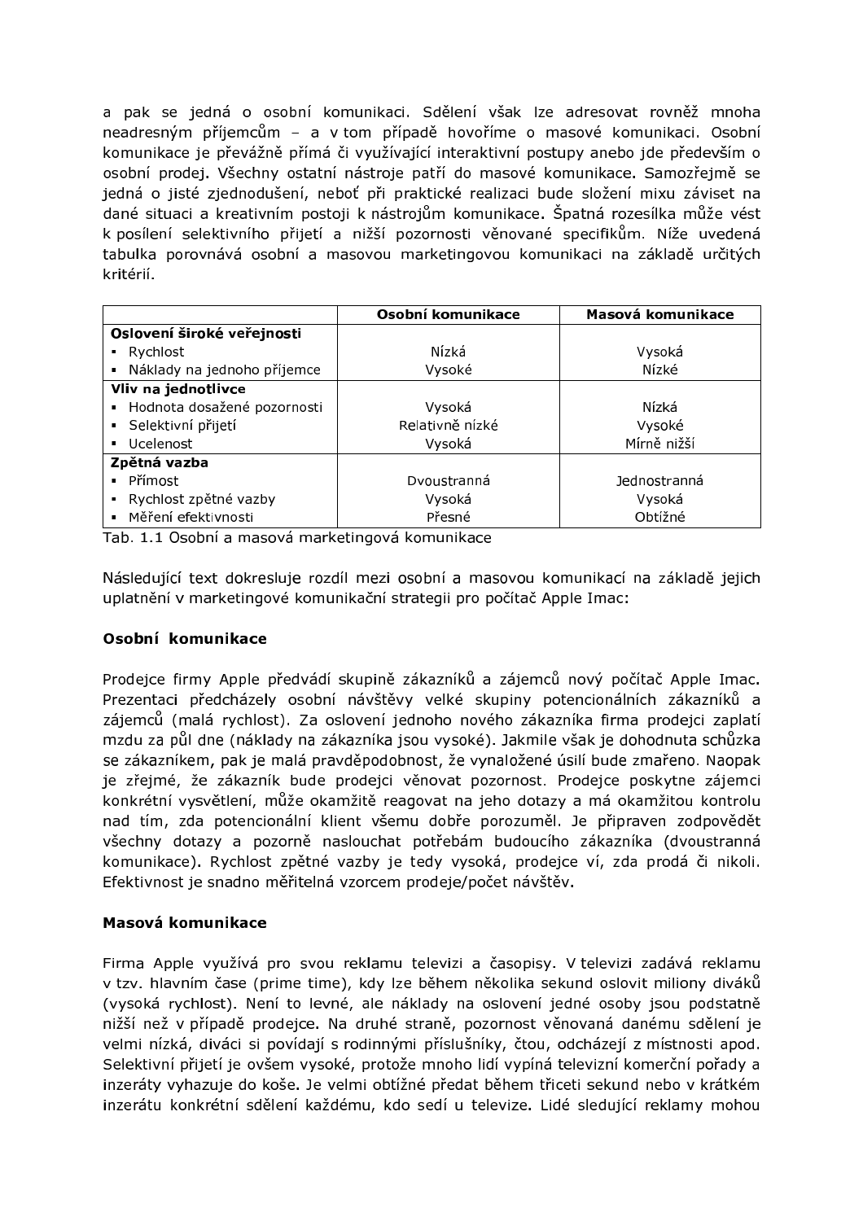a pak se jedná o osobní komunikaci. Sdělení však lze adresovat rovněž mnoha neadresným příjemcům – a v tom případě hovoříme o masové komunikaci. Osobní komunikace je převážně přímá či využívající interaktivní postupy anebo jde především o osobní prodej. Všechny ostatní nástroje patří do masové komunikace. Samozřejmě se jedná o jisté zjednodušení, neboť při praktické realizaci bude složení mixu záviset na dané situaci a kreativním postoji k nástrojům komunikace. Špatná rozesílka může vést k posílení selektivního přijetí a nižší pozornosti věnované specifikům. Níže uvedená tabulka porovnává osobní a masovou marketingovou komunikaci na základě určitých kritérií.

| | Osobní komunikace | Masová komunikace |
|---|---|---|
| **Oslovení široké veřejnosti** | | |
| ▪ Rychlost | Nízká | Vysoká |
| ▪ Náklady na jednoho příjemce | Vysoké | Nízké |
| **Vliv na jednotlivce** | | |
| ▪ Hodnota dosažené pozornosti | Vysoká | Nízká |
| ▪ Selektivní přijetí | Relativně nízké | Vysoké |
| ▪ Ucelenost | Vysoká | Mírně nižší |
| **Zpětná vazba** | | |
| ▪ Přímost | Dvoustranná | Jednostranná |
| ▪ Rychlost zpětné vazby | Vysoká | Vysoká |
| ▪ Měření efektivnosti | Přesné | Obtížné |

Tab. 1.1 Osobní a masová marketingová komunikace

Následující text dokresluje rozdíl mezi osobní a masovou komunikací na základě jejich uplatnění v marketingové komunikační strategii pro počítač Apple Imac:

**Osobní komunikace**

Prodejce firmy Apple předvádí skupině zákazníků a zájemců nový počítač Apple Imac. Prezentaci předcházely osobní návštěvy velké skupiny potencionálních zákazníků a zájemců (malá rychlost). Za oslovení jednoho nového zákazníka firma prodejci zaplatí mzdu za půl dne (náklady na zákazníka jsou vysoké). Jakmile však je dohodnuta schůzka se zákazníkem, pak je malá pravděpodobnost, že vynaložené úsilí bude zmařeno. Naopak je zřejmé, že zákazník bude prodejci věnovat pozornost. Prodejce poskytne zájemci konkrétní vysvětlení, může okamžitě reagovat na jeho dotazy a má okamžitou kontrolu nad tím, zda potencionální klient všemu dobře porozuměl. Je připraven zodpovědět všechny dotazy a pozorně naslouchat potřebám budoucího zákazníka (dvoustranná komunikace). Rychlost zpětné vazby je tedy vysoká, prodejce ví, zda prodá či nikoli. Efektivnost je snadno měřitelná vzorcem prodeje/počet návštěv.

**Masová komunikace**

Firma Apple využívá pro svou reklamu televizi a časopisy. V televizi zadává reklamu v tzv. hlavním čase (prime time), kdy lze během několika sekund oslovit miliony diváků (vysoká rychlost). Není to levné, ale náklady na oslovení jedné osoby jsou podstatně nižší než v případě prodejce. Na druhé straně, pozornost věnovaná danému sdělení je velmi nízká, diváci si povídají s rodinnými příslušníky, čtou, odcházejí z místnosti apod. Selektivní přijetí je ovšem vysoké, protože mnoho lidí vypíná televizní komerční pořady a inzeráty vyhazuje do koše. Je velmi obtížné předat během třiceti sekund nebo v krátkém inzerátu konkrétní sdělení každému, kdo sedí u televize. Lidé sledující reklamy mohou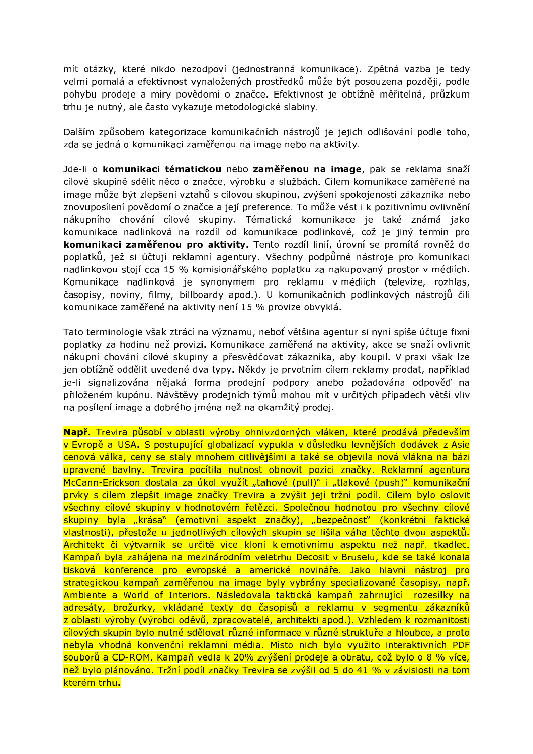mít otázky, které nikdo nezodpoví (jednostranná komunikace). Zpětná vazba je tedy velmi pomalá a efektivnost vynaložených prostředků může být posouzena později, podle pohybu prodeje a míry povědomí o značce. Efektivnost je obtížně měřitelná, průzkum trhu je nutný, ale často vykazuje metodologické slabiny.

Dalším způsobem kategorizace komunikačních nástrojů je jejich odlišování podle toho, zda se jedná o komunikaci zaměřenou na image nebo na aktivity.

Jde-li o **komunikaci tématickou** nebo **zaměřenou na image**, pak se reklama snaží cílové skupině sdělit něco o značce, výrobku a službách. Cílem komunikace zaměřené na image může být zlepšení vztahů s cílovou skupinou, zvýšení spokojenosti zákazníka nebo znovuposílení povědomí o značce a její preference. To může vést i k pozitivnímu ovlivnění nákupního chování cílové skupiny. Tématická komunikace je také známá jako komunikace nadlinková na rozdíl od komunikace podlinkové, což je jiný termín pro **komunikaci zaměřenou pro aktivity.** Tento rozdíl linií, úrovní se promítá rovněž do poplatků, jež si účtují reklamní agentury. Všechny podpůrné nástroje pro komunikaci nadlinkovou stojí cca 15 % komisionářského poplatku za nakupovaný prostor v médiích. Komunikace nadlinková je synonymem pro reklamu v médiích (televize, rozhlas, časopisy, noviny, filmy, billboardy apod.). U komunikačních podlinkových nástrojů čili komunikace zaměřené na aktivity není 15 % provize obvyklá.

Tato terminologie však ztrácí na významu, neboť většina agentur si nyní spíše účtuje fixní poplatky za hodinu než provizi. Komunikace zaměřená na aktivity, akce se snaží ovlivnit nákupní chování cílové skupiny a přesvědčovat zákazníka, aby koupil. V praxi však lze jen obtížně oddělit uvedené dva typy. Někdy je prvotním cílem reklamy prodat, například je-li signalizována nějaká forma prodejní podpory anebo požadována odpověď na přiloženém kupónu. Návštěvy prodejních týmů mohou mít v určitých případech větší vliv na posílení image a dobrého jména než na okamžitý prodej.

**Např.** Trevira působí v oblasti výroby ohnivzdorných vláken, které prodává především v Evropě a USA. S postupující globalizací vypukla v důsledku levnějších dodávek z Asie cenová válka, ceny se staly mnohem citlivějšími a také se objevila nová vlákna na bázi upravené bavlny. Trevira pocítila nutnost obnovit pozici značky. Reklamní agentura McCann-Erickson dostala za úkol využít „tahové (pull)" i „tlakové (push)" komunikační prvky s cílem zlepšit image značky Trevira a zvýšit její tržní podíl. Cílem bylo oslovit všechny cílové skupiny v hodnotovém řetězci. Společnou hodnotou pro všechny cílové skupiny byla „krása" (emotivní aspekt značky), „bezpečnost" (konkrétní faktické vlastnosti), přestože u jednotlivých cílových skupin se lišila váha těchto dvou aspektů. Architekt či výtvarník se určitě více kloní k emotivnímu aspektu než např. tkadlec. Kampaň byla zahájena na mezinárodním veletrhu Decosit v Bruselu, kde se také konala tisková konference pro evropské a americké novináře. Jako hlavní nástroj pro strategickou kampaň zaměřenou na image byly vybrány specializované časopisy, např. Ambiente a World of Interiors. Následovala taktická kampaň zahrnující rozesílky na adresáty, brožurky, vkládané texty do časopisů a reklamu v segmentu zákazníků z oblasti výroby (výrobci oděvů, zpracovatelé, architekti apod.). Vzhledem k rozmanitosti cílových skupin bylo nutné sdělovat různé informace v různé struktuře a hloubce, a proto nebyla vhodná konvenční reklamní média. Místo nich bylo využito interaktivních PDF souborů a CD-ROM. Kampaň vedla k 20% zvýšení prodeje a obratu, což bylo o 8 % více, než bylo plánováno. Tržní podíl značky Trevira se zvýšil od 5 do 41 % v závislosti na tom kterém trhu.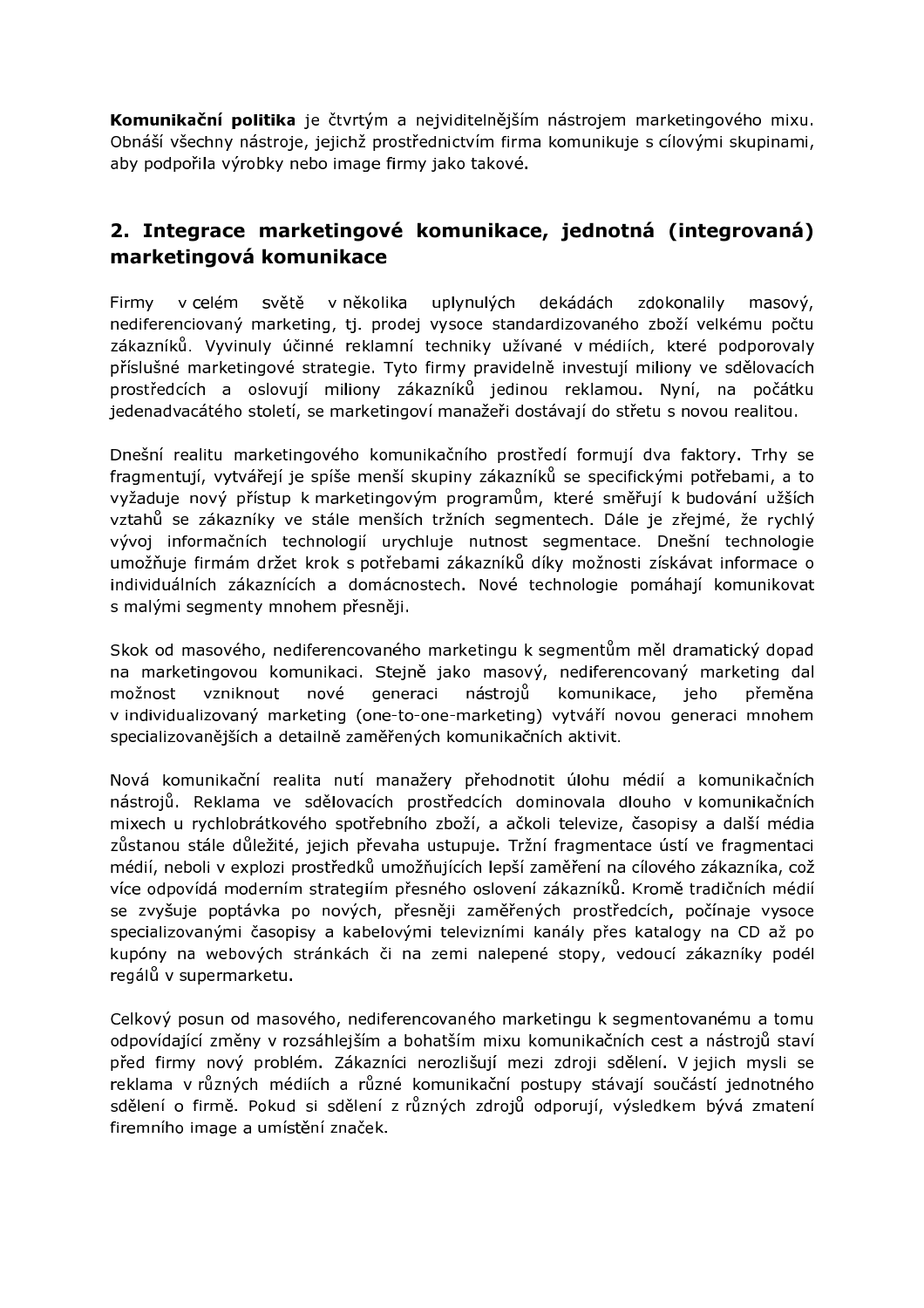**Komunikační politika** je čtvrtým a nejviditelnějším nástrojem marketingového mixu. Obnáší všechny nástroje, jejichž prostřednictvím firma komunikuje s cílovými skupinami, aby podpořila výrobky nebo image firmy jako takové.

## 2. Integrace marketingové komunikace, jednotná (integrovaná) marketingová komunikace

Firmy v celém světě v několika uplynulých dekádách zdokonalily masový, nediferenciovaný marketing, tj. prodej vysoce standardizovaného zboží velkému počtu zákazníků. Vyvinuly účinné reklamní techniky užívané v médiích, které podporovaly příslušné marketingové strategie. Tyto firmy pravidelně investují miliony ve sdělovacích prostředcích a oslovují miliony zákazníků jedinou reklamou. Nyní, na počátku jedenadvacátého století, se marketingoví manažeři dostávají do střetu s novou realitou.

Dnešní realitu marketingového komunikačního prostředí formují dva faktory. Trhy se fragmentují, vytvářejí je spíše menší skupiny zákazníků se specifickými potřebami, a to vyžaduje nový přístup k marketingovým programům, které směřují k budování užších vztahů se zákazníky ve stále menších tržních segmentech. Dále je zřejmé, že rychlý vývoj informačních technologií urychluje nutnost segmentace. Dnešní technologie umožňuje firmám držet krok s potřebami zákazníků díky možnosti získávat informace o individuálních zákaznících a domácnostech. Nové technologie pomáhají komunikovat s malými segmenty mnohem přesněji.

Skok od masového, nediferencovaného marketingu k segmentům měl dramatický dopad na marketingovou komunikaci. Stejně jako masový, nediferencovaný marketing dal možnost vzniknout nové generaci nástrojů komunikace, jeho přeměna v individualizovaný marketing (one-to-one-marketing) vytváří novou generaci mnohem specializovanějších a detailně zaměřených komunikačních aktivit.

Nová komunikační realita nutí manažery přehodnotit úlohu médií a komunikačních nástrojů. Reklama ve sdělovacích prostředcích dominovala dlouho v komunikačních mixech u rychlobrátkového spotřebního zboží, a ačkoli televize, časopisy a další média zůstanou stále důležité, jejich převaha ustupuje. Tržní fragmentace ústí ve fragmentaci médií, neboli v explozi prostředků umožňujících lepší zaměření na cílového zákazníka, což více odpovídá moderním strategiím přesného oslovení zákazníků. Kromě tradičních médií se zvyšuje poptávka po nových, přesněji zaměřených prostředcích, počínaje vysoce specializovanými časopisy a kabelovými televizními kanály přes katalogy na CD až po kupóny na webových stránkách či na zemi nalepené stopy, vedoucí zákazníky podél regálů v supermarketu.

Celkový posun od masového, nediferencovaného marketingu k segmentovanému a tomu odpovídající změny v rozsáhlejším a bohatším mixu komunikačních cest a nástrojů staví před firmy nový problém. Zákazníci nerozlišují mezi zdroji sdělení. V jejich mysli se reklama v různých médiích a různé komunikační postupy stávají součástí jednotného sdělení o firmě. Pokud si sdělení z různých zdrojů odporují, výsledkem bývá zmatení firemního image a umístění značek.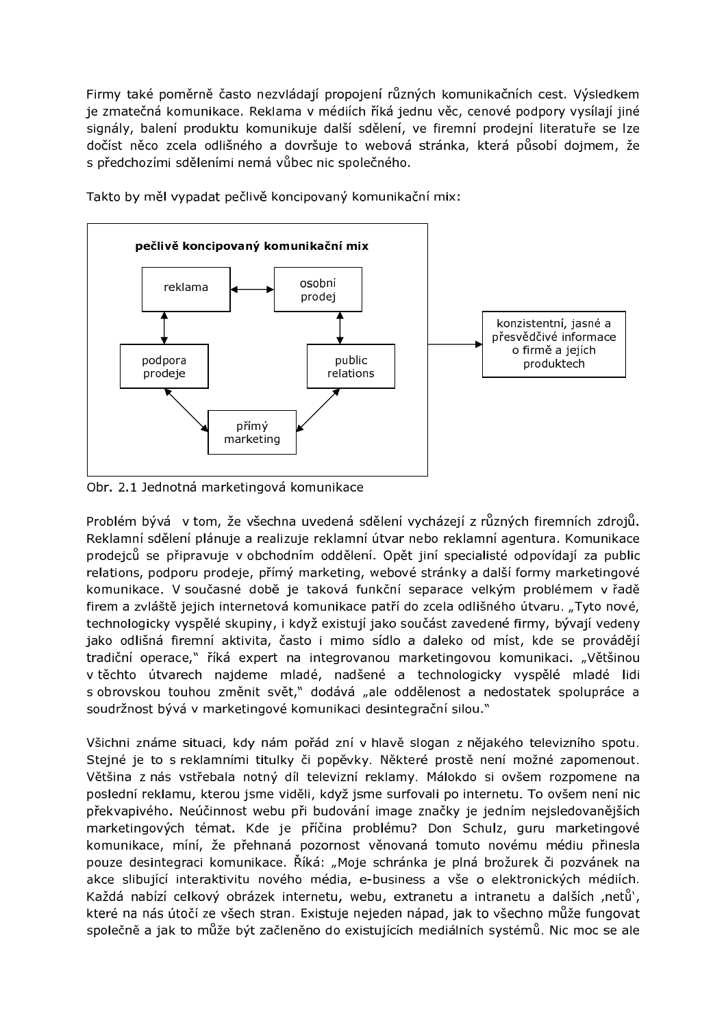Firmy také poměrně často nezvládají propojení různých komunikačních cest. Výsledkem je zmatečná komunikace. Reklama v médiích říká jednu věc, cenové podpory vysílají jiné signály, balení produktu komunikuje další sdělení, ve firemní prodejní literatuře se lze dočíst něco zcela odlišného a dovršuje to webová stránka, která působí dojmem, že s předchozími sděleními nemá vůbec nic společného.

Takto by měl vypadat pečlivě koncipovaný komunikační mix:

**pečlivě koncipovaný komunikační mix**

reklama ↔ osobní prodej

podpora prodeje ↔ reklama

public relations ↔ osobní prodej

podpora prodeje ↔ přímý marketing

public relations ↔ přímý marketing

→ konzistentní, jasné a přesvědčivé informace o firmě a jejích produktech

Obr. 2.1 Jednotná marketingová komunikace

Problém bývá v tom, že všechna uvedená sdělení vycházejí z různých firemních zdrojů. Reklamní sdělení plánuje a realizuje reklamní útvar nebo reklamní agentura. Komunikace prodejců se připravuje v obchodním oddělení. Opět jiní specialisté odpovídají za public relations, podporu prodeje, přímý marketing, webové stránky a další formy marketingové komunikace. V současné době je taková funkční separace velkým problémem v řadě firem a zvláště jejich internetová komunikace patří do zcela odlišného útvaru. „Tyto nové, technologicky vyspělé skupiny, i když existují jako součást zavedené firmy, bývají vedeny jako odlišná firemní aktivita, často i mimo sídlo a daleko od míst, kde se provádějí tradiční operace," říká expert na integrovanou marketingovou komunikaci. „Většinou v těchto útvarech najdeme mladé, nadšené a technologicky vyspělé mladé lidi s obrovskou touhou změnit svět," dodává „ale oddělenost a nedostatek spolupráce a soudržnost bývá v marketingové komunikaci desintegrační silou."

Všichni známe situaci, kdy nám pořád zní v hlavě slogan z nějakého televizního spotu. Stejné je to s reklamními titulky či popěvky. Některé prostě není možné zapomenout. Většina z nás vstřebala notný díl televizní reklamy. Málokdo si ovšem rozpomene na poslední reklamu, kterou jsme viděli, když jsme surfovali po internetu. To ovšem není nic překvapivého. Neúčinnost webu při budování image značky je jedním nejsledovanějších marketingových témat. Kde je příčina problému? Don Schulz, guru marketingové komunikace, míní, že přehnaná pozornost věnovaná tomuto novému médiu přinesla pouze desintegraci komunikace. Říká: „Moje schránka je plná brožurek či pozvánek na akce slibující interaktivitu nového média, e-business a vše o elektronických médiích. Každá nabízí celkový obrázek internetu, webu, extranetu a intranetu a dalších ‚netů', které na nás útočí ze všech stran. Existuje nejeden nápad, jak to všechno může fungovat společně a jak to může být začleněno do existujících mediálních systémů. Nic moc se ale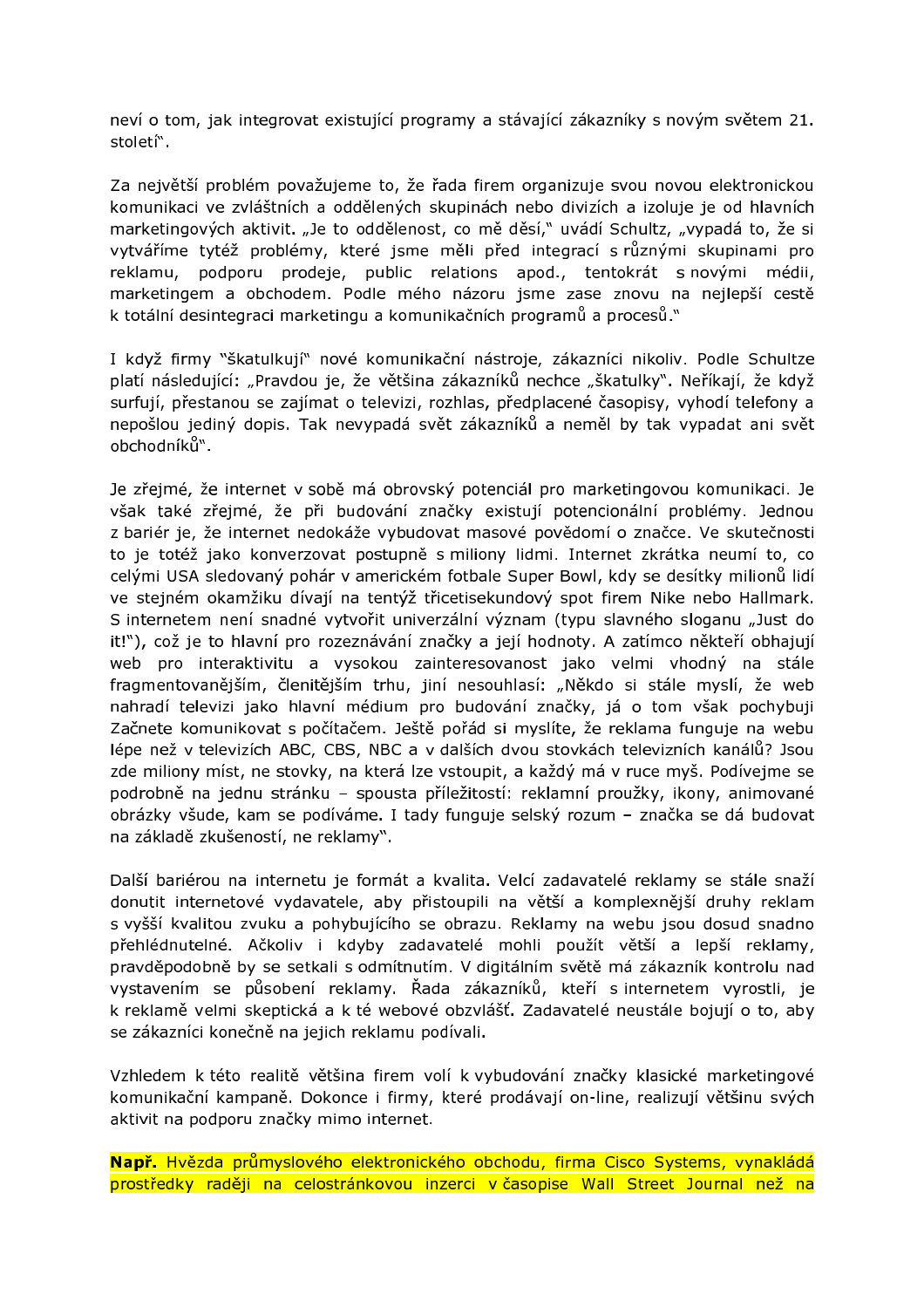neví o tom, jak integrovat existující programy a stávající zákazníky s novým světem 21. století".

Za největší problém považujeme to, že řada firem organizuje svou novou elektronickou komunikaci ve zvláštních a oddělených skupinách nebo divizích a izoluje je od hlavních marketingových aktivit. „Je to oddělenost, co mě děsí," uvádí Schultz, „vypadá to, že si vytváříme tytéž problémy, které jsme měli před integrací s různými skupinami pro reklamu, podporu prodeje, public relations apod., tentokrát s novými médii, marketingem a obchodem. Podle mého názoru jsme zase znovu na nejlepší cestě k totální desintegraci marketingu a komunikačních programů a procesů."

I když firmy "škatulkují" nové komunikační nástroje, zákazníci nikoliv. Podle Schultze platí následující: „Pravdou je, že většina zákazníků nechce „škatulky". Neříkají, že když surfují, přestanou se zajímat o televizi, rozhlas, předplacené časopisy, vyhodí telefony a nepošlou jediný dopis. Tak nevypadá svět zákazníků a neměl by tak vypadat ani svět obchodníků".

Je zřejmé, že internet v sobě má obrovský potenciál pro marketingovou komunikaci. Je však také zřejmé, že při budování značky existují potencionální problémy. Jednou z bariér je, že internet nedokáže vybudovat masové povědomí o značce. Ve skutečnosti to je totéž jako konverzovat postupně s miliony lidmi. Internet zkrátka neumí to, co celými USA sledovaný pohár v americkém fotbale Super Bowl, kdy se desítky milionů lidí ve stejném okamžiku dívají na tentýž třicetisekundový spot firem Nike nebo Hallmark. S internetem není snadné vytvořit univerzální význam (typu slavného sloganu „Just do it!"), což je to hlavní pro rozeznávání značky a její hodnoty. A zatímco někteří obhajují web pro interaktivitu a vysokou zainteresovanost jako velmi vhodný na stále fragmentovanějším, členitějším trhu, jiní nesouhlasí: „Někdo si stále myslí, že web nahradí televizi jako hlavní médium pro budování značky, já o tom však pochybuji Začnete komunikovat s počítačem. Ještě pořád si myslíte, že reklama funguje na webu lépe než v televizích ABC, CBS, NBC a v dalších dvou stovkách televizních kanálů? Jsou zde miliony míst, ne stovky, na která lze vstoupit, a každý má v ruce myš. Podívejme se podrobně na jednu stránku – spousta příležitostí: reklamní proužky, ikony, animované obrázky všude, kam se podíváme. I tady funguje selský rozum – značka se dá budovat na základě zkušeností, ne reklamy".

Další bariérou na internetu je formát a kvalita. Velcí zadavatelé reklamy se stále snaží donutit internetové vydavatele, aby přistoupili na větší a komplexnější druhy reklam s vyšší kvalitou zvuku a pohybujícího se obrazu. Reklamy na webu jsou dosud snadno přehlédnutelné. Ačkoliv i kdyby zadavatelé mohli použít větší a lepší reklamy, pravděpodobně by se setkali s odmítnutím. V digitálním světě má zákazník kontrolu nad vystavením se působení reklamy. Řada zákazníků, kteří s internetem vyrostli, je k reklamě velmi skeptická a k té webové obzvlášť. Zadavatelé neustále bojují o to, aby se zákazníci konečně na jejich reklamu podívali.

Vzhledem k této realitě většina firem volí k vybudování značky klasické marketingové komunikační kampaně. Dokonce i firmy, které prodávají on-line, realizují většinu svých aktivit na podporu značky mimo internet.

**Např.** Hvězda průmyslového elektronického obchodu, firma Cisco Systems, vynakládá prostředky raději na celostránkovou inzerci v časopise Wall Street Journal než na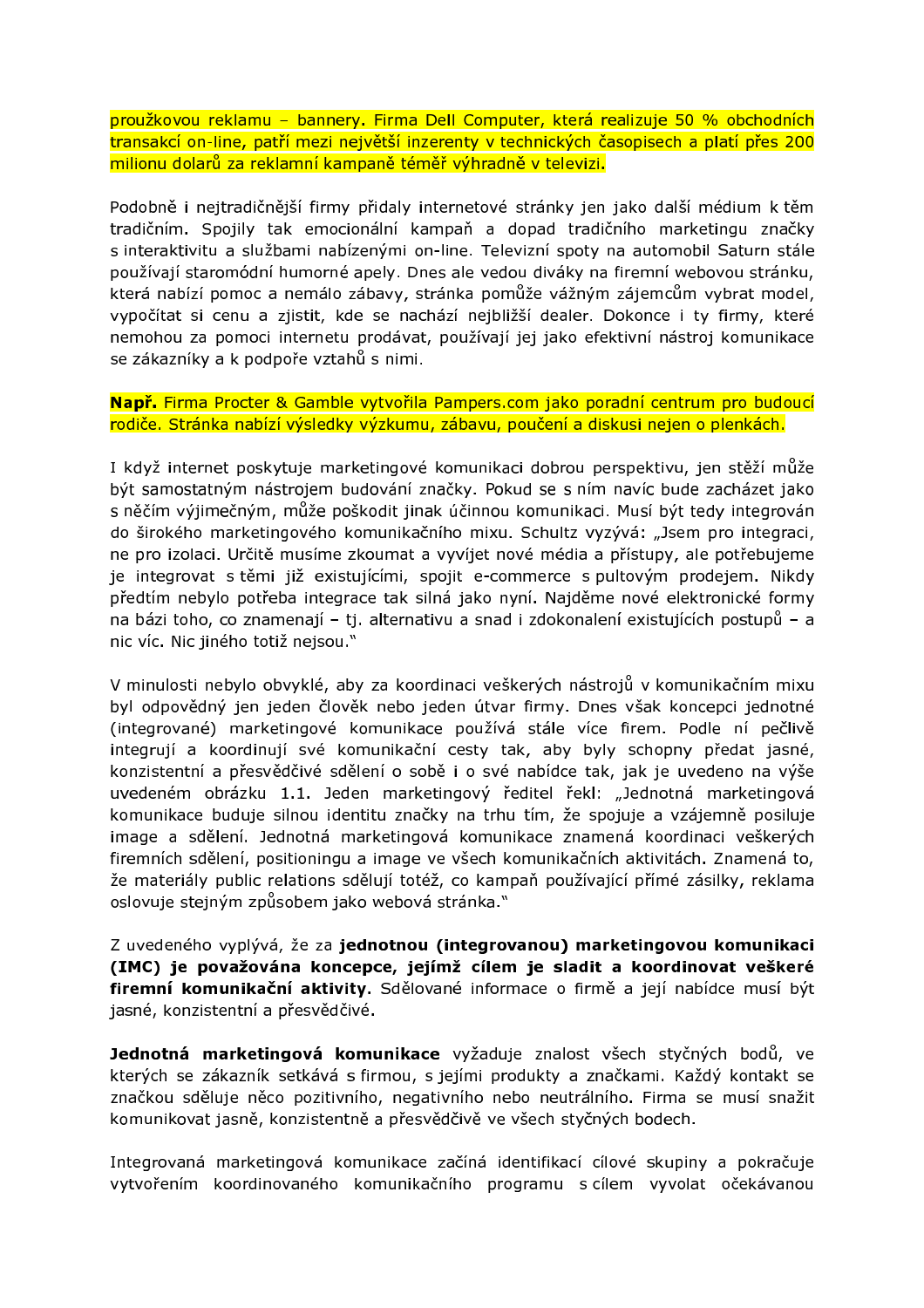proužkovou reklamu – bannery. Firma Dell Computer, která realizuje 50 % obchodních transakcí on-line, patří mezi největší inzerenty v technických časopisech a platí přes 200 milionu dolarů za reklamní kampaně téměř výhradně v televizi.

Podobně i nejtradičnější firmy přidaly internetové stránky jen jako další médium k těm tradičním. Spojily tak emocionální kampaň a dopad tradičního marketingu značky s interaktivitu a službami nabízenými on-line. Televizní spoty na automobil Saturn stále používají staromódní humorné apely. Dnes ale vedou diváky na firemní webovou stránku, která nabízí pomoc a nemálo zábavy, stránka pomůže vážným zájemcům vybrat model, vypočítat si cenu a zjistit, kde se nachází nejbližší dealer. Dokonce i ty firmy, které nemohou za pomoci internetu prodávat, používají jej jako efektivní nástroj komunikace se zákazníky a k podpoře vztahů s nimi.

**Např.** Firma Procter & Gamble vytvořila Pampers.com jako poradní centrum pro budoucí rodiče. Stránka nabízí výsledky výzkumu, zábavu, poučení a diskusi nejen o plenkách.

I když internet poskytuje marketingové komunikaci dobrou perspektivu, jen stěží může být samostatným nástrojem budování značky. Pokud se s ním navíc bude zacházet jako s něčím výjimečným, může poškodit jinak účinnou komunikaci. Musí být tedy integrován do širokého marketingového komunikačního mixu. Schultz vyzývá: „Jsem pro integraci, ne pro izolaci. Určitě musíme zkoumat a vyvíjet nové média a přístupy, ale potřebujeme je integrovat s těmi již existujícími, spojit e-commerce s pultovým prodejem. Nikdy předtím nebylo potřeba integrace tak silná jako nyní. Najděme nové elektronické formy na bázi toho, co znamenají – tj. alternativu a snad i zdokonalení existujících postupů – a nic víc. Nic jiného totiž nejsou."

V minulosti nebylo obvyklé, aby za koordinaci veškerých nástrojů v komunikačním mixu byl odpovědný jen jeden člověk nebo jeden útvar firmy. Dnes však koncepci jednotné (integrované) marketingové komunikace používá stále více firem. Podle ní pečlivě integrují a koordinují své komunikační cesty tak, aby byly schopny předat jasné, konzistentní a přesvědčivé sdělení o sobě i o své nabídce tak, jak je uvedeno na výše uvedeném obrázku 1.1. Jeden marketingový ředitel řekl: „Jednotná marketingová komunikace buduje silnou identitu značky na trhu tím, že spojuje a vzájemně posiluje image a sdělení. Jednotná marketingová komunikace znamená koordinaci veškerých firemních sdělení, positioningu a image ve všech komunikačních aktivitách. Znamená to, že materiály public relations sdělují totéž, co kampaň používající přímé zásilky, reklama oslovuje stejným způsobem jako webová stránka."

Z uvedeného vyplývá, že za **jednotnou (integrovanou) marketingovou komunikaci (IMC) je považována koncepce, jejímž cílem je sladit a koordinovat veškeré firemní komunikační aktivity.** Sdělované informace o firmě a její nabídce musí být jasné, konzistentní a přesvědčivé.

**Jednotná marketingová komunikace** vyžaduje znalost všech styčných bodů, ve kterých se zákazník setkává s firmou, s jejími produkty a značkami. Každý kontakt se značkou sděluje něco pozitivního, negativního nebo neutrálního. Firma se musí snažit komunikovat jasně, konzistentně a přesvědčivě ve všech styčných bodech.

Integrovaná marketingová komunikace začíná identifikací cílové skupiny a pokračuje vytvořením koordinovaného komunikačního programu s cílem vyvolat očekávanou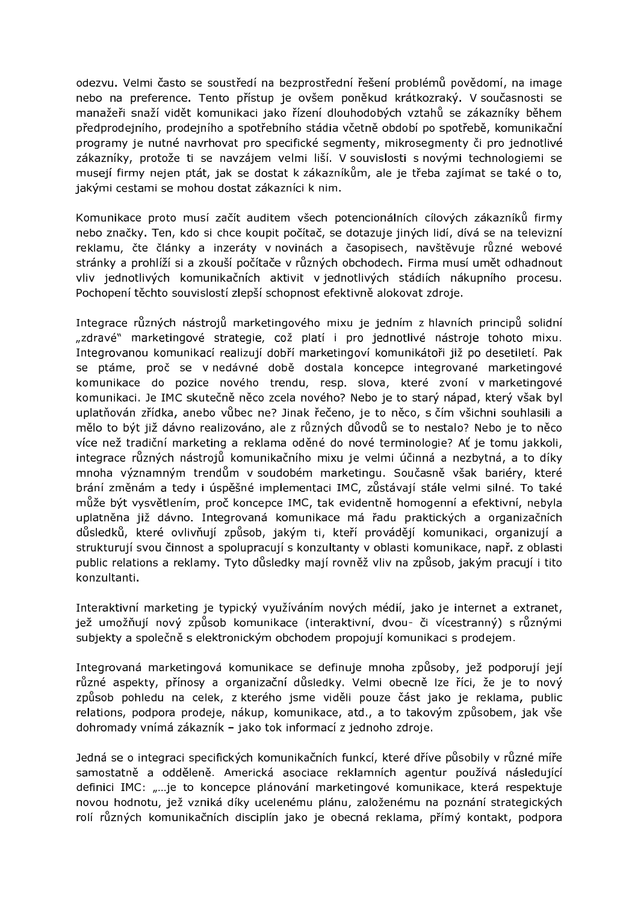odezvu. Velmi často se soustředí na bezprostřední řešení problémů povědomí, na image nebo na preference. Tento přístup je ovšem poněkud krátkozraký. V současnosti se manažeři snaží vidět komunikaci jako řízení dlouhodobých vztahů se zákazníky během předprodejního, prodejního a spotřebního stádia včetně období po spotřebě, komunikační programy je nutné navrhovat pro specifické segmenty, mikrosegmenty či pro jednotlivé zákazníky, protože ti se navzájem velmi liší. V souvislosti s novými technologiemi se musejí firmy nejen ptát, jak se dostat k zákazníkům, ale je třeba zajímat se také o to, jakými cestami se mohou dostat zákazníci k nim.

Komunikace proto musí začít auditem všech potencionálních cílových zákazníků firmy nebo značky. Ten, kdo si chce koupit počítač, se dotazuje jiných lidí, dívá se na televizní reklamu, čte články a inzeráty v novinách a časopisech, navštěvuje různé webové stránky a prohlíží si a zkouší počítače v různých obchodech. Firma musí umět odhadnout vliv jednotlivých komunikačních aktivit v jednotlivých stádiích nákupního procesu. Pochopení těchto souvislostí zlepší schopnost efektivně alokovat zdroje.

Integrace různých nástrojů marketingového mixu je jedním z hlavních principů solidní „zdravé" marketingové strategie, což platí i pro jednotlivé nástroje tohoto mixu. Integrovanou komunikací realizují dobří marketingoví komunikátoři již po desetiletí. Pak se ptáme, proč se v nedávné době dostala koncepce integrované marketingové komunikace do pozice nového trendu, resp. slova, které zvoní v marketingové komunikaci. Je IMC skutečně něco zcela nového? Nebo je to starý nápad, který však byl uplatňován zřídka, anebo vůbec ne? Jinak řečeno, je to něco, s čím všichni souhlasili a mělo to být již dávno realizováno, ale z různých důvodů se to nestalo? Nebo je to něco více než tradiční marketing a reklama oděné do nové terminologie? Ať je tomu jakkoli, integrace různých nástrojů komunikačního mixu je velmi účinná a nezbytná, a to díky mnoha významným trendům v soudobém marketingu. Současně však bariéry, které brání změnám a tedy i úspěšné implementaci IMC, zůstávají stále velmi silné. To také může být vysvětlením, proč koncepce IMC, tak evidentně homogenní a efektivní, nebyla uplatněna již dávno. Integrovaná komunikace má řadu praktických a organizačních důsledků, které ovlivňují způsob, jakým ti, kteří provádějí komunikaci, organizují a strukturují svou činnost a spolupracují s konzultanty v oblasti komunikace, např. z oblasti public relations a reklamy. Tyto důsledky mají rovněž vliv na způsob, jakým pracují i tito konzultanti.

Interaktivní marketing je typický využíváním nových médií, jako je internet a extranet, jež umožňují nový způsob komunikace (interaktivní, dvou- či vícestranný) s různými subjekty a společně s elektronickým obchodem propojují komunikaci s prodejem.

Integrovaná marketingová komunikace se definuje mnoha způsoby, jež podporují její různé aspekty, přínosy a organizační důsledky. Velmi obecně lze říci, že je to nový způsob pohledu na celek, z kterého jsme viděli pouze část jako je reklama, public relations, podpora prodeje, nákup, komunikace, atd., a to takovým způsobem, jak vše dohromady vnímá zákazník – jako tok informací z jednoho zdroje.

Jedná se o integraci specifických komunikačních funkcí, které dříve působily v různé míře samostatně a odděleně. Americká asociace reklamních agentur používá následující definici IMC: „…je to koncepce plánování marketingové komunikace, která respektuje novou hodnotu, jež vzniká díky ucelenému plánu, založenému na poznání strategických rolí různých komunikačních disciplín jako je obecná reklama, přímý kontakt, podpora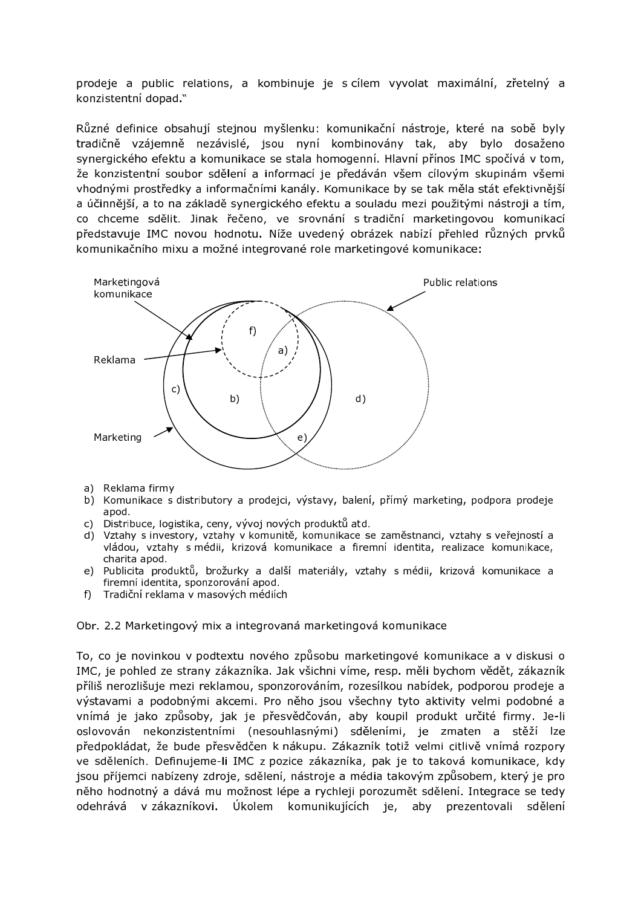prodeje a public relations, a kombinuje je s cílem vyvolat maximální, zřetelný a konzistentní dopad."

Různé definice obsahují stejnou myšlenku: komunikační nástroje, které na sobě byly tradičně vzájemně nezávislé, jsou nyní kombinovány tak, aby bylo dosaženo synergického efektu a komunikace se stala homogenní. Hlavní přínos IMC spočívá v tom, že konzistentní soubor sdělení a informací je předáván všem cílovým skupinám všemi vhodnými prostředky a informačními kanály. Komunikace by se tak měla stát efektivnější a účinnější, a to na základě synergického efektu a souladu mezi použitými nástroji a tím, co chceme sdělit. Jinak řečeno, ve srovnání s tradiční marketingovou komunikací představuje IMC novou hodnotu. Níže uvedený obrázek nabízí přehled různých prvků komunikačního mixu a možné integrované role marketingové komunikace:

Marketingová komunikace

Public relations

Reklama

Marketing

f) a) b) c) d) e)

a) Reklama firmy
b) Komunikace s distributory a prodejci, výstavy, balení, přímý marketing, podpora prodeje apod.
c) Distribuce, logistika, ceny, vývoj nových produktů atd.
d) Vztahy s investory, vztahy v komunitě, komunikace se zaměstnanci, vztahy s veřejností a vládou, vztahy s médii, krizová komunikace a firemní identita, realizace komunikace, charita apod.
e) Publicita produktů, brožurky a další materiály, vztahy s médii, krizová komunikace a firemní identita, sponzorování apod.
f) Tradiční reklama v masových médiích

Obr. 2.2 Marketingový mix a integrovaná marketingová komunikace

To, co je novinkou v podtextu nového způsobu marketingové komunikace a v diskusi o IMC, je pohled ze strany zákazníka. Jak všichni víme, resp. měli bychom vědět, zákazník příliš nerozlišuje mezi reklamou, sponzorováním, rozesílkou nabídek, podporou prodeje a výstavami a podobnými akcemi. Pro něho jsou všechny tyto aktivity velmi podobné a vnímá je jako způsoby, jak je přesvědčován, aby koupil produkt určité firmy. Je-li oslovován nekonzistentními (nesouhlasnými) sděleními, je zmaten a stěží lze předpokládat, že bude přesvědčen k nákupu. Zákazník totiž velmi citlivě vnímá rozpory ve sděleních. Definujeme-li IMC z pozice zákazníka, pak je to taková komunikace, kdy jsou příjemci nabízeny zdroje, sdělení, nástroje a média takovým způsobem, který je pro něho hodnotný a dává mu možnost lépe a rychleji porozumět sdělení. Integrace se tedy odehrává v zákazníkovi. Úkolem komunikujících je, aby prezentovali sdělení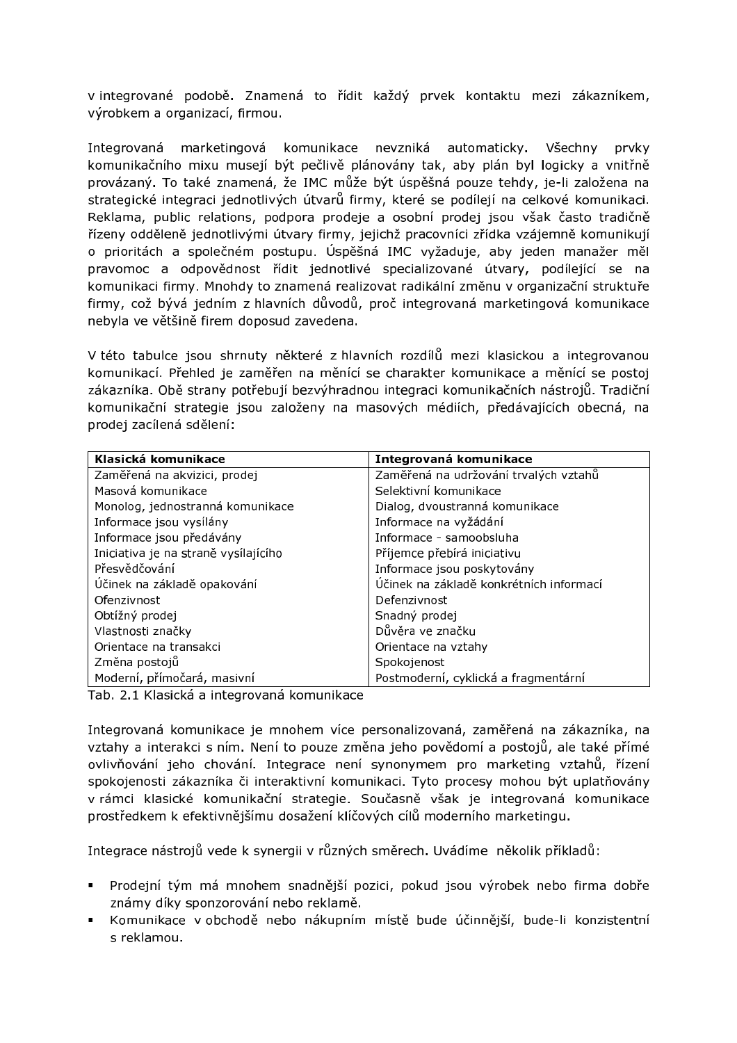v integrované podobě. Znamená to řídit každý prvek kontaktu mezi zákazníkem, výrobkem a organizací, firmou.

Integrovaná marketingová komunikace nevzniká automaticky. Všechny prvky komunikačního mixu musejí být pečlivě plánovány tak, aby plán byl logicky a vnitřně provázaný. To také znamená, že IMC může být úspěšná pouze tehdy, je-li založena na strategické integraci jednotlivých útvarů firmy, které se podílejí na celkové komunikaci. Reklama, public relations, podpora prodeje a osobní prodej jsou však často tradičně řízeny odděleně jednotlivými útvary firmy, jejichž pracovníci zřídka vzájemně komunikují o prioritách a společném postupu. Úspěšná IMC vyžaduje, aby jeden manažer měl pravomoc a odpovědnost řídit jednotlivé specializované útvary, podílející se na komunikaci firmy. Mnohdy to znamená realizovat radikální změnu v organizační struktuře firmy, což bývá jedním z hlavních důvodů, proč integrovaná marketingová komunikace nebyla ve většině firem doposud zavedena.

V této tabulce jsou shrnuty některé z hlavních rozdílů mezi klasickou a integrovanou komunikací. Přehled je zaměřen na měnící se charakter komunikace a měnící se postoj zákazníka. Obě strany potřebují bezvýhradnou integraci komunikačních nástrojů. Tradiční komunikační strategie jsou založeny na masových médiích, předávajících obecná, na prodej zacílená sdělení:

| **Klasická komunikace** | **Integrovaná komunikace** |
|---|---|
| Zaměřená na akvizici, prodej | Zaměřená na udržování trvalých vztahů |
| Masová komunikace | Selektivní komunikace |
| Monolog, jednostranná komunikace | Dialog, dvoustranná komunikace |
| Informace jsou vysílány | Informace na vyžádání |
| Informace jsou předávány | Informace - samoobsluha |
| Iniciativa je na straně vysílajícího | Příjemce přebírá iniciativu |
| Přesvědčování | Informace jsou poskytovány |
| Účinek na základě opakování | Účinek na základě konkrétních informací |
| Ofenzivnost | Defenzivnost |
| Obtížný prodej | Snadný prodej |
| Vlastnosti značky | Důvěra ve značku |
| Orientace na transakci | Orientace na vztahy |
| Změna postojů | Spokojenost |
| Moderní, přímočará, masivní | Postmoderní, cyklická a fragmentární |

Tab. 2.1 Klasická a integrovaná komunikace

Integrovaná komunikace je mnohem více personalizovaná, zaměřená na zákazníka, na vztahy a interakci s ním. Není to pouze změna jeho povědomí a postojů, ale také přímé ovlivňování jeho chování. Integrace není synonymem pro marketing vztahů, řízení spokojenosti zákazníka či interaktivní komunikaci. Tyto procesy mohou být uplatňovány v rámci klasické komunikační strategie. Současně však je integrovaná komunikace prostředkem k efektivnějšímu dosažení klíčových cílů moderního marketingu.

Integrace nástrojů vede k synergii v různých směrech. Uvádíme několik příkladů:

- Prodejní tým má mnohem snadnější pozici, pokud jsou výrobek nebo firma dobře známy díky sponzorování nebo reklamě.
- Komunikace v obchodě nebo nákupním místě bude účinnější, bude-li konzistentní s reklamou.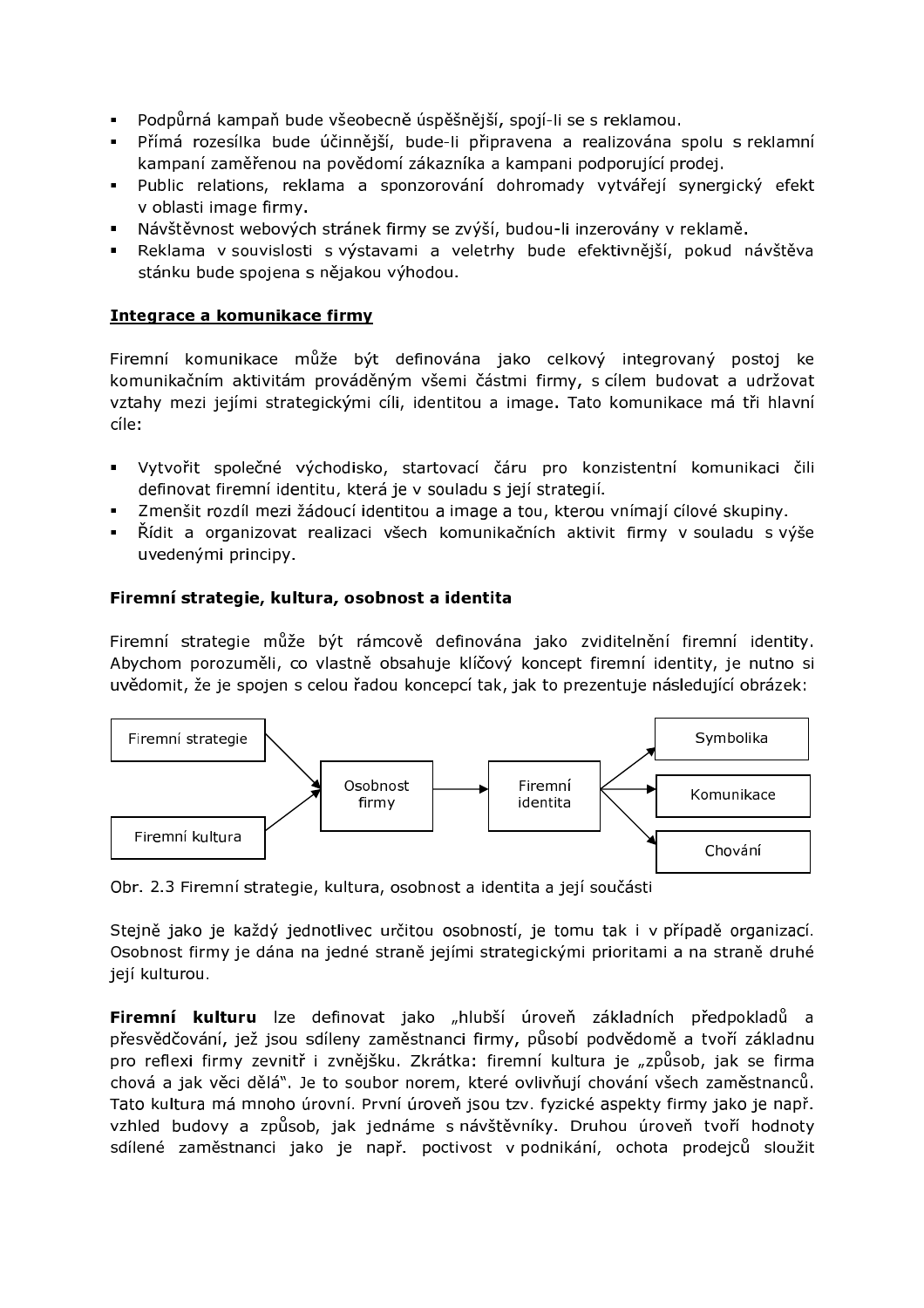- Podpůrná kampaň bude všeobecně úspěšnější, spojí-li se s reklamou.
- Přímá rozesílka bude účinnější, bude-li připravena a realizována spolu s reklamní kampaní zaměřenou na povědomí zákazníka a kampani podporující prodej.
- Public relations, reklama a sponzorování dohromady vytvářejí synergický efekt v oblasti image firmy.
- Návštěvnost webových stránek firmy se zvýší, budou-li inzerovány v reklamě.
- Reklama v souvislosti s výstavami a veletrhy bude efektivnější, pokud návštěva stánku bude spojena s nějakou výhodou.

**<u>Integrace a komunikace firmy</u>**

Firemní komunikace může být definována jako celkový integrovaný postoj ke komunikačním aktivitám prováděným všemi částmi firmy, s cílem budovat a udržovat vztahy mezi jejími strategickými cíli, identitou a image. Tato komunikace má tři hlavní cíle:

- Vytvořit společné východisko, startovací čáru pro konzistentní komunikaci čili definovat firemní identitu, která je v souladu s její strategií.
- Zmenšit rozdíl mezi žádoucí identitou a image a tou, kterou vnímají cílové skupiny.
- Řídit a organizovat realizaci všech komunikačních aktivit firmy v souladu s výše uvedenými principy.

**Firemní strategie, kultura, osobnost a identita**

Firemní strategie může být rámcově definována jako zviditelnění firemní identity. Abychom porozuměli, co vlastně obsahuje klíčový koncept firemní identity, je nutno si uvědomit, že je spojen s celou řadou koncepcí tak, jak to prezentuje následující obrázek:

Firemní strategie → Osobnost firmy; Firemní kultura → Osobnost firmy; Osobnost firmy → Firemní identita; Firemní identita → Symbolika, Komunikace, Chování

Obr. 2.3 Firemní strategie, kultura, osobnost a identita a její součásti

Stejně jako je každý jednotlivec určitou osobností, je tomu tak i v případě organizací. Osobnost firmy je dána na jedné straně jejími strategickými prioritami a na straně druhé její kulturou.

**Firemní kulturu** lze definovat jako „hlubší úroveň základních předpokladů a přesvědčování, jež jsou sdíleny zaměstnanci firmy, působí podvědomě a tvoří základnu pro reflexi firmy zevnitř i zvnějšku. Zkrátka: firemní kultura je „způsob, jak se firma chová a jak věci dělá". Je to soubor norem, které ovlivňují chování všech zaměstnanců. Tato kultura má mnoho úrovní. První úroveň jsou tzv. fyzické aspekty firmy jako je např. vzhled budovy a způsob, jak jednáme s návštěvníky. Druhou úroveň tvoří hodnoty sdílené zaměstnanci jako je např. poctivost v podnikání, ochota prodejců sloužit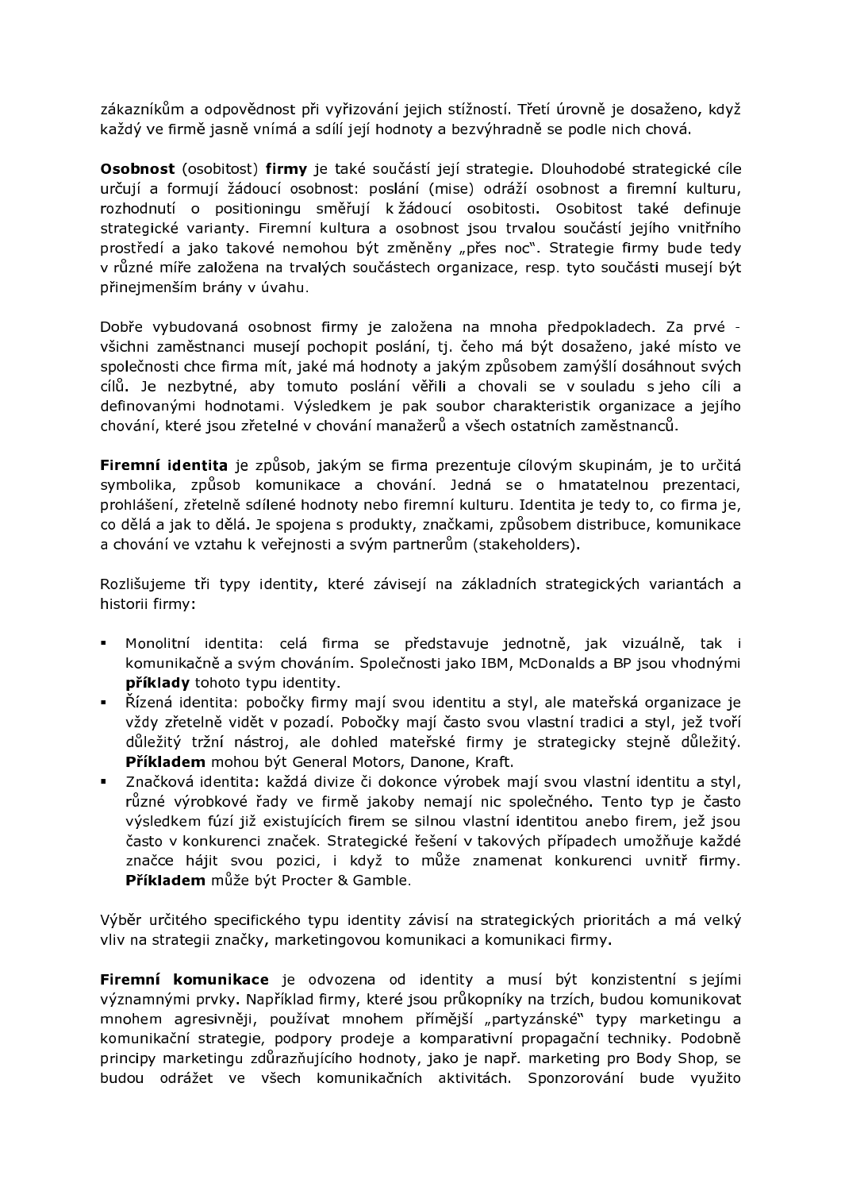zákazníkům a odpovědnost při vyřizování jejich stížností. Třetí úrovně je dosaženo, když každý ve firmě jasně vnímá a sdílí její hodnoty a bezvýhradně se podle nich chová.

**Osobnost** (osobitost) **firmy** je také součástí její strategie. Dlouhodobé strategické cíle určují a formují žádoucí osobnost: poslání (mise) odráží osobnost a firemní kulturu, rozhodnutí o positioningu směřují k žádoucí osobitosti. Osobitost také definuje strategické varianty. Firemní kultura a osobnost jsou trvalou součástí jejího vnitřního prostředí a jako takové nemohou být změněny „přes noc". Strategie firmy bude tedy v různé míře založena na trvalých součástech organizace, resp. tyto součásti musejí být přinejmenším brány v úvahu.

Dobře vybudovaná osobnost firmy je založena na mnoha předpokladech. Za prvé - všichni zaměstnanci musejí pochopit poslání, tj. čeho má být dosaženo, jaké místo ve společnosti chce firma mít, jaké má hodnoty a jakým způsobem zamýšlí dosáhnout svých cílů. Je nezbytné, aby tomuto poslání věřili a chovali se v souladu s jeho cíli a definovanými hodnotami. Výsledkem je pak soubor charakteristik organizace a jejího chování, které jsou zřetelné v chování manažerů a všech ostatních zaměstnanců.

**Firemní identita** je způsob, jakým se firma prezentuje cílovým skupinám, je to určitá symbolika, způsob komunikace a chování. Jedná se o hmatatelnou prezentaci, prohlášení, zřetelně sdílené hodnoty nebo firemní kulturu. Identita je tedy to, co firma je, co dělá a jak to dělá. Je spojena s produkty, značkami, způsobem distribuce, komunikace a chování ve vztahu k veřejnosti a svým partnerům (stakeholders).

Rozlišujeme tři typy identity, které závisejí na základních strategických variantách a historii firmy:

- Monolitní identita: celá firma se představuje jednotně, jak vizuálně, tak i komunikačně a svým chováním. Společnosti jako IBM, McDonalds a BP jsou vhodnými **příklady** tohoto typu identity.
- Řízená identita: pobočky firmy mají svou identitu a styl, ale mateřská organizace je vždy zřetelně vidět v pozadí. Pobočky mají často svou vlastní tradici a styl, jež tvoří důležitý tržní nástroj, ale dohled mateřské firmy je strategicky stejně důležitý. **Příkladem** mohou být General Motors, Danone, Kraft.
- Značková identita: každá divize či dokonce výrobek mají svou vlastní identitu a styl, různé výrobkové řady ve firmě jakoby nemají nic společného. Tento typ je často výsledkem fúzí již existujících firem se silnou vlastní identitou anebo firem, jež jsou často v konkurenci značek. Strategické řešení v takových případech umožňuje každé značce hájit svou pozici, i když to může znamenat konkurenci uvnitř firmy. **Příkladem** může být Procter & Gamble.

Výběr určitého specifického typu identity závisí na strategických prioritách a má velký vliv na strategii značky, marketingovou komunikaci a komunikaci firmy.

**Firemní komunikace** je odvozena od identity a musí být konzistentní s jejími významnými prvky. Například firmy, které jsou průkopníky na trzích, budou komunikovat mnohem agresivněji, používat mnohem přímější „partyzánské" typy marketingu a komunikační strategie, podpory prodeje a komparativní propagační techniky. Podobně principy marketingu zdůrazňujícího hodnoty, jako je např. marketing pro Body Shop, se budou odrážet ve všech komunikačních aktivitách. Sponzorování bude využito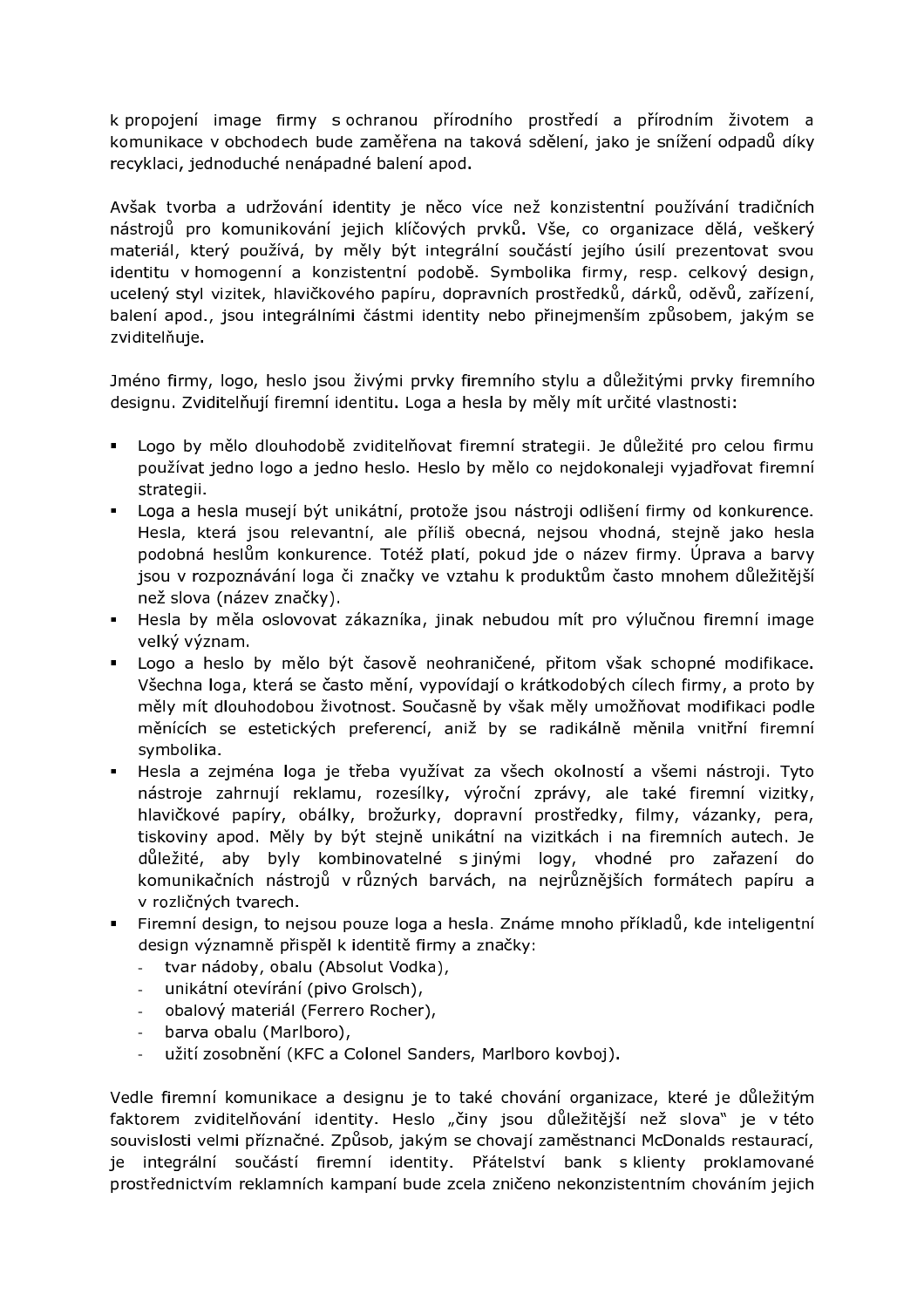k propojení image firmy s ochranou přírodního prostředí a přírodním životem a komunikace v obchodech bude zaměřena na taková sdělení, jako je snížení odpadů díky recyklaci, jednoduché nenápadné balení apod.

Avšak tvorba a udržování identity je něco více než konzistentní používání tradičních nástrojů pro komunikování jejich klíčových prvků. Vše, co organizace dělá, veškerý materiál, který používá, by měly být integrální součástí jejího úsilí prezentovat svou identitu v homogenní a konzistentní podobě. Symbolika firmy, resp. celkový design, ucelený styl vizitek, hlavičkového papíru, dopravních prostředků, dárků, oděvů, zařízení, balení apod., jsou integrálními částmi identity nebo přinejmenším způsobem, jakým se zviditelňuje.

Jméno firmy, logo, heslo jsou živými prvky firemního stylu a důležitými prvky firemního designu. Zviditelňují firemní identitu. Loga a hesla by měly mít určité vlastnosti:

- Logo by mělo dlouhodobě zviditelňovat firemní strategii. Je důležité pro celou firmu používat jedno logo a jedno heslo. Heslo by mělo co nejdokonaleji vyjadřovat firemní strategii.
- Loga a hesla musejí být unikátní, protože jsou nástroji odlišení firmy od konkurence. Hesla, která jsou relevantní, ale příliš obecná, nejsou vhodná, stejně jako hesla podobná heslům konkurence. Totéž platí, pokud jde o název firmy. Úprava a barvy jsou v rozpoznávání loga či značky ve vztahu k produktům často mnohem důležitější než slova (název značky).
- Hesla by měla oslovovat zákazníka, jinak nebudou mít pro výlučnou firemní image velký význam.
- Logo a heslo by mělo být časově neohraničené, přitom však schopné modifikace. Všechna loga, která se často mění, vypovídají o krátkodobých cílech firmy, a proto by měly mít dlouhodobou životnost. Současně by však měly umožňovat modifikaci podle měnících se estetických preferencí, aniž by se radikálně měnila vnitřní firemní symbolika.
- Hesla a zejména loga je třeba využívat za všech okolností a všemi nástroji. Tyto nástroje zahrnují reklamu, rozesílky, výroční zprávy, ale také firemní vizitky, hlavičkové papíry, obálky, brožurky, dopravní prostředky, filmy, vázanky, pera, tiskoviny apod. Měly by být stejně unikátní na vizitkách i na firemních autech. Je důležité, aby byly kombinovatelné s jinými logy, vhodné pro zařazení do komunikačních nástrojů v různých barvách, na nejrůznějších formátech papíru a v rozličných tvarech.
- Firemní design, to nejsou pouze loga a hesla. Známe mnoho příkladů, kde inteligentní design významně přispěl k identitě firmy a značky:
  - tvar nádoby, obalu (Absolut Vodka),
  - unikátní otevírání (pivo Grolsch),
  - obalový materiál (Ferrero Rocher),
  - barva obalu (Marlboro),
  - užití zosobnění (KFC a Colonel Sanders, Marlboro kovboj).

Vedle firemní komunikace a designu je to také chování organizace, které je důležitým faktorem zviditelňování identity. Heslo „činy jsou důležitější než slova" je v této souvislosti velmi příznačné. Způsob, jakým se chovají zaměstnanci McDonalds restaurací, je integrální součástí firemní identity. Přátelství bank s klienty proklamované prostřednictvím reklamních kampaní bude zcela zničeno nekonzistentním chováním jejich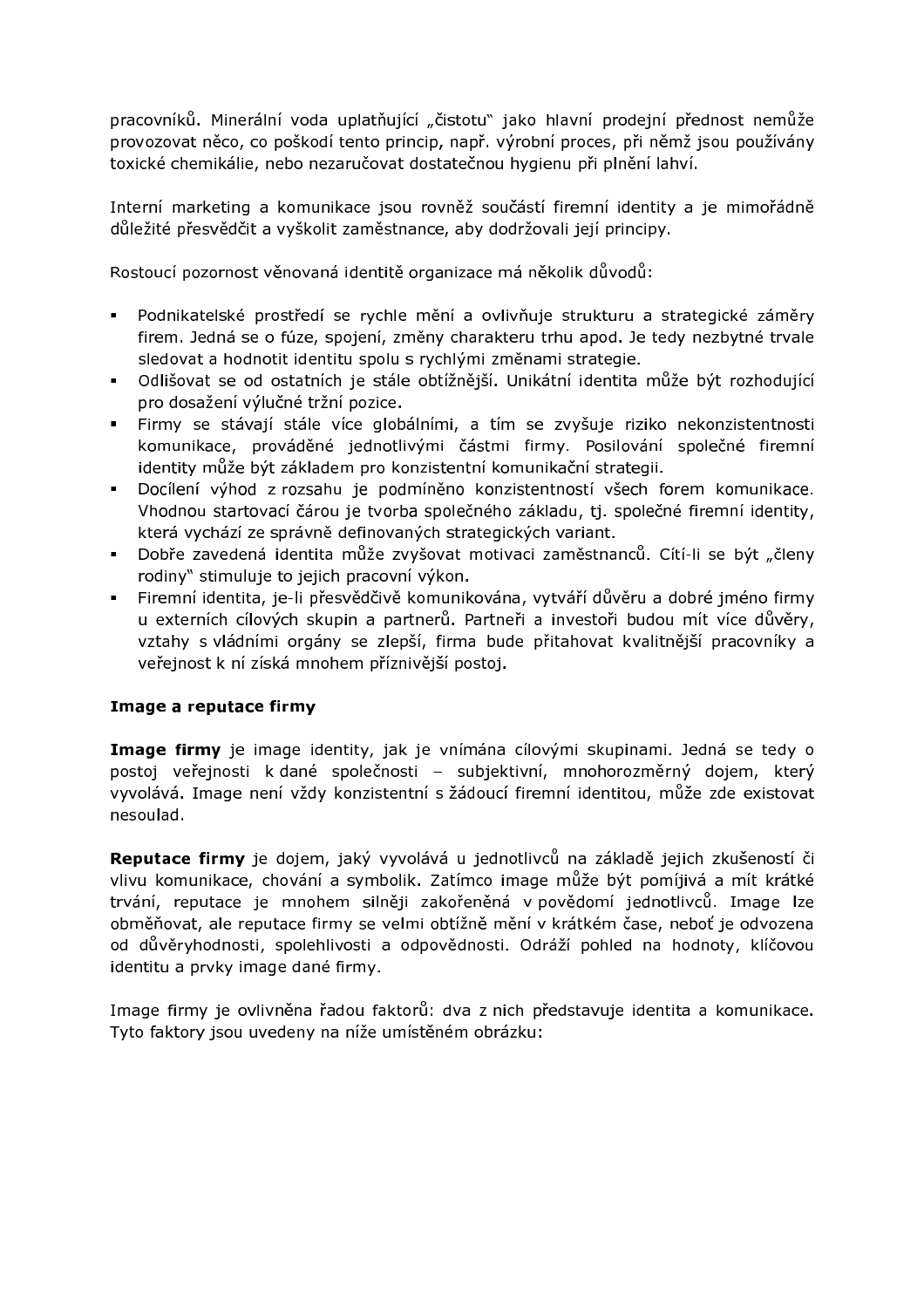pracovníků. Minerální voda uplatňující „čistotu" jako hlavní prodejní přednost nemůže provozovat něco, co poškodí tento princip, např. výrobní proces, při němž jsou používány toxické chemikálie, nebo nezaručovat dostatečnou hygienu při plnění lahví.

Interní marketing a komunikace jsou rovněž součástí firemní identity a je mimořádně důležité přesvědčit a vyškolit zaměstnance, aby dodržovali její principy.

Rostoucí pozornost věnovaná identitě organizace má několik důvodů:

- Podnikatelské prostředí se rychle mění a ovlivňuje strukturu a strategické záměry firem. Jedná se o fúze, spojení, změny charakteru trhu apod. Je tedy nezbytné trvale sledovat a hodnotit identitu spolu s rychlými změnami strategie.
- Odlišovat se od ostatních je stále obtížnější. Unikátní identita může být rozhodující pro dosažení výlučné tržní pozice.
- Firmy se stávají stále více globálními, a tím se zvyšuje riziko nekonzistentnosti komunikace, prováděné jednotlivými částmi firmy. Posilování společné firemní identity může být základem pro konzistentní komunikační strategii.
- Docílení výhod z rozsahu je podmíněno konzistentností všech forem komunikace. Vhodnou startovací čárou je tvorba společného základu, tj. společné firemní identity, která vychází ze správně definovaných strategických variant.
- Dobře zavedená identita může zvyšovat motivaci zaměstnanců. Cítí-li se být „členy rodiny" stimuluje to jejich pracovní výkon.
- Firemní identita, je-li přesvědčivě komunikována, vytváří důvěru a dobré jméno firmy u externích cílových skupin a partnerů. Partneři a investoři budou mít více důvěry, vztahy s vládními orgány se zlepší, firma bude přitahovat kvalitnější pracovníky a veřejnost k ní získá mnohem příznivější postoj.

### Image a reputace firmy

**Image firmy** je image identity, jak je vnímána cílovými skupinami. Jedná se tedy o postoj veřejnosti k dané společnosti – subjektivní, mnohorozměrný dojem, který vyvolává. Image není vždy konzistentní s žádoucí firemní identitou, může zde existovat nesoulad.

**Reputace firmy** je dojem, jaký vyvolává u jednotlivců na základě jejich zkušeností či vlivu komunikace, chování a symbolik. Zatímco image může být pomíjivá a mít krátké trvání, reputace je mnohem silněji zakořeněná v povědomí jednotlivců. Image lze obměňovat, ale reputace firmy se velmi obtížně mění v krátkém čase, neboť je odvozena od důvěryhodnosti, spolehlivosti a odpovědnosti. Odráží pohled na hodnoty, klíčovou identitu a prvky image dané firmy.

Image firmy je ovlivněna řadou faktorů: dva z nich představuje identita a komunikace. Tyto faktory jsou uvedeny na níže umístěném obrázku: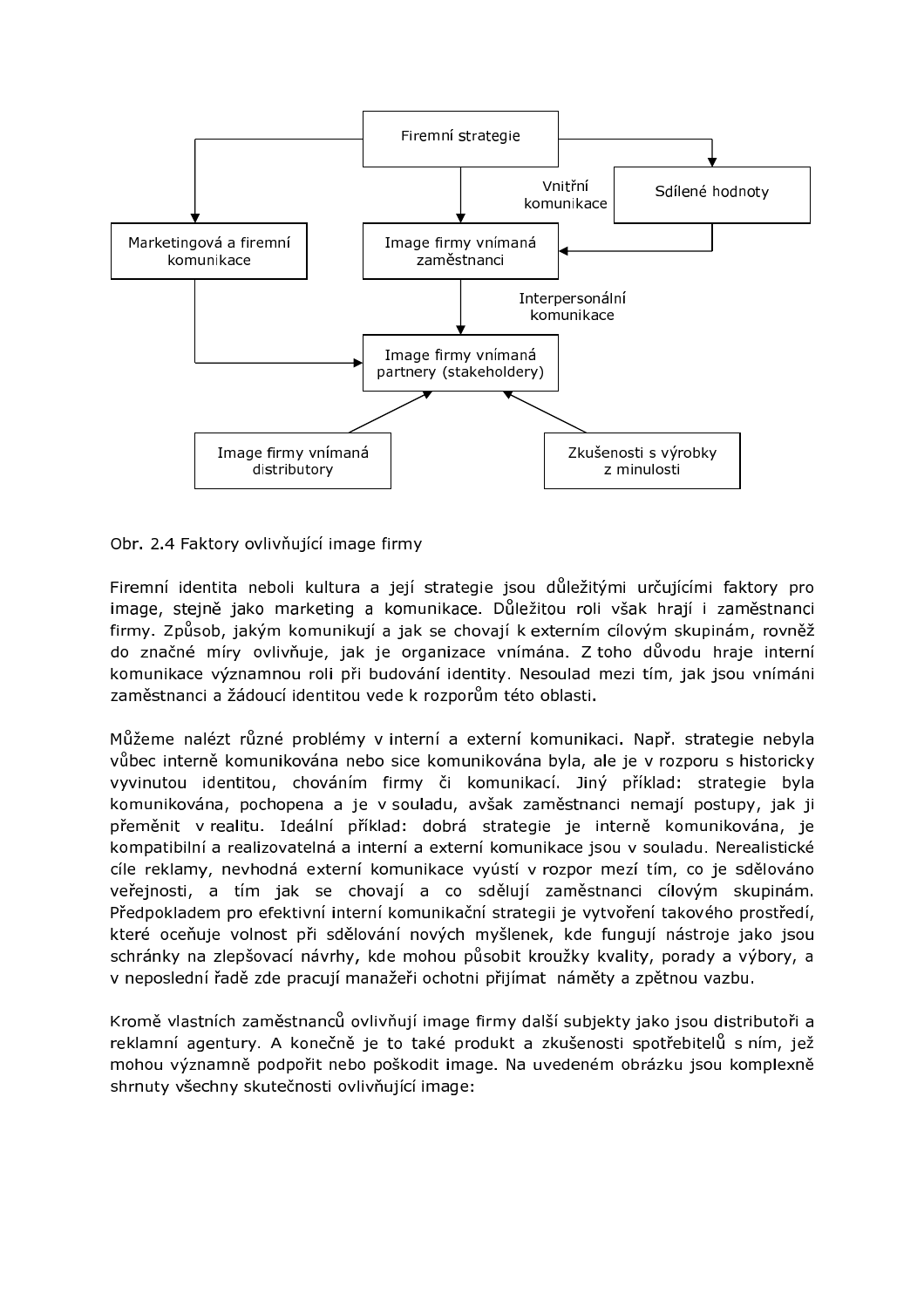Obr. 2.4 Faktory ovlivňující image firmy

Firemní identita neboli kultura a její strategie jsou důležitými určujícími faktory pro image, stejně jako marketing a komunikace. Důležitou roli však hrají i zaměstnanci firmy. Způsob, jakým komunikují a jak se chovají k externím cílovým skupinám, rovněž do značné míry ovlivňuje, jak je organizace vnímána. Z toho důvodu hraje interní komunikace významnou roli při budování identity. Nesoulad mezi tím, jak jsou vnímáni zaměstnanci a žádoucí identitou vede k rozporům této oblasti.

Můžeme nalézt různé problémy v interní a externí komunikaci. Např. strategie nebyla vůbec interně komunikována nebo sice komunikována byla, ale je v rozporu s historicky vyvinutou identitou, chováním firmy či komunikací. Jiný příklad: strategie byla komunikována, pochopena a je v souladu, avšak zaměstnanci nemají postupy, jak ji přeměnit v realitu. Ideální příklad: dobrá strategie je interně komunikována, je kompatibilní a realizovatelná a interní a externí komunikace jsou v souladu. Nerealistické cíle reklamy, nevhodná externí komunikace vyústí v rozpor mezí tím, co je sdělováno veřejnosti, a tím jak se chovají a co sdělují zaměstnanci cílovým skupinám. Předpokladem pro efektivní interní komunikační strategii je vytvoření takového prostředí, které oceňuje volnost při sdělování nových myšlenek, kde fungují nástroje jako jsou schránky na zlepšovací návrhy, kde mohou působit kroužky kvality, porady a výbory, a v neposlední řadě zde pracují manažeři ochotni přijímat náměty a zpětnou vazbu.

Kromě vlastních zaměstnanců ovlivňují image firmy další subjekty jako jsou distributoři a reklamní agentury. A konečně je to také produkt a zkušenosti spotřebitelů s ním, jež mohou významně podpořit nebo poškodit image. Na uvedeném obrázku jsou komplexně shrnuty všechny skutečnosti ovlivňující image: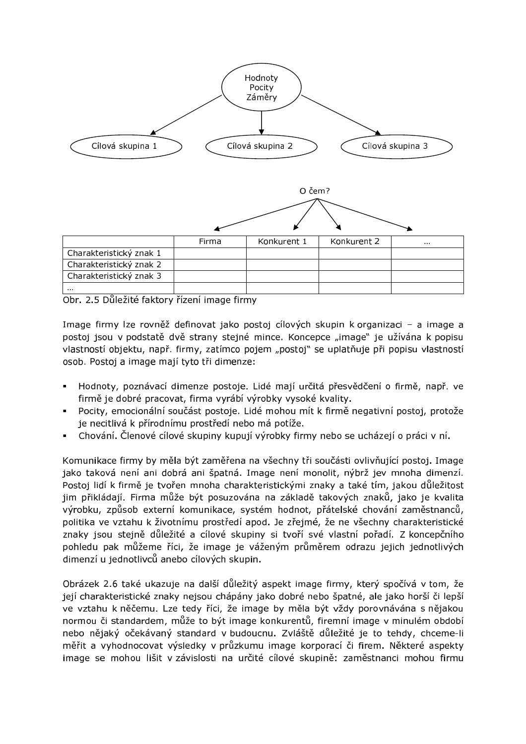Hodnoty
Pocity
Záměry

Cílová skupina 1 | Cílová skupina 2 | Cílová skupina 3

O čem?

| | Firma | Konkurent 1 | Konkurent 2 | … |
|---|---|---|---|---|
| Charakteristický znak 1 | | | | |
| Charakteristický znak 2 | | | | |
| Charakteristický znak 3 | | | | |
| … | | | | |

Obr. 2.5 Důležité faktory řízení image firmy

Image firmy lze rovněž definovat jako postoj cílových skupin k organizaci – a image a postoj jsou v podstatě dvě strany stejné mince. Koncepce „image" je užívána k popisu vlastností objektu, např. firmy, zatímco pojem „postoj" se uplatňuje při popisu vlastností osob. Postoj a image mají tyto tři dimenze:

- Hodnoty, poznávací dimenze postoje. Lidé mají určitá přesvědčení o firmě, např. ve firmě je dobré pracovat, firma vyrábí výrobky vysoké kvality.
- Pocity, emocionální součást postoje. Lidé mohou mít k firmě negativní postoj, protože je necitlivá k přírodnímu prostředí nebo má potíže.
- Chování. Členové cílové skupiny kupují výrobky firmy nebo se ucházejí o práci v ní.

Komunikace firmy by měla být zaměřena na všechny tři součásti ovlivňující postoj. Image jako taková není ani dobrá ani špatná. Image není monolit, nýbrž jev mnoha dimenzí. Postoj lidí k firmě je tvořen mnoha charakteristickými znaky a také tím, jakou důležitost jim přikládají. Firma může být posuzována na základě takových znaků, jako je kvalita výrobku, způsob externí komunikace, systém hodnot, přátelské chování zaměstnanců, politika ve vztahu k životnímu prostředí apod. Je zřejmé, že ne všechny charakteristické znaky jsou stejně důležité a cílové skupiny si tvoří své vlastní pořadí. Z koncepčního pohledu pak můžeme říci, že image je váženým průměrem odrazu jejich jednotlivých dimenzí u jednotlivců anebo cílových skupin.

Obrázek 2.6 také ukazuje na další důležitý aspekt image firmy, který spočívá v tom, že její charakteristické znaky nejsou chápány jako dobré nebo špatné, ale jako horší či lepší ve vztahu k něčemu. Lze tedy říci, že image by měla být vždy porovnávána s nějakou normou či standardem, může to být image konkurentů, firemní image v minulém období nebo nějaký očekávaný standard v budoucnu. Zvláště důležité je to tehdy, chceme-li měřit a vyhodnocovat výsledky v průzkumu image korporací či firem. Některé aspekty image se mohou lišit v závislosti na určité cílové skupině: zaměstnanci mohou firmu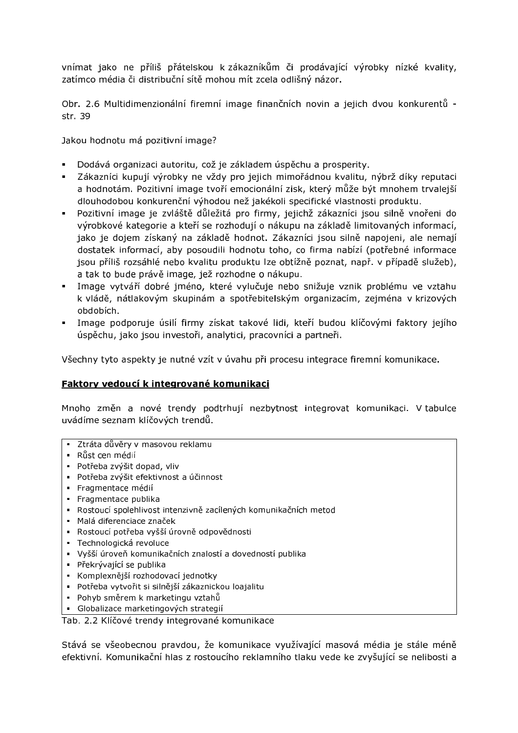vnímat jako ne příliš přátelskou k zákazníkům či prodávající výrobky nízké kvality, zatímco média či distribuční sítě mohou mít zcela odlišný názor.

Obr. 2.6 Multidimenzionální firemní image finančních novin a jejich dvou konkurentů - str. 39

Jakou hodnotu má pozitivní image?

- Dodává organizaci autoritu, což je základem úspěchu a prosperity.
- Zákazníci kupují výrobky ne vždy pro jejich mimořádnou kvalitu, nýbrž díky reputaci a hodnotám. Pozitivní image tvoří emocionální zisk, který může být mnohem trvalejší dlouhodobou konkurenční výhodou než jakékoli specifické vlastnosti produktu.
- Pozitivní image je zvláště důležitá pro firmy, jejichž zákazníci jsou silně vnořeni do výrobkové kategorie a kteří se rozhodují o nákupu na základě limitovaných informací, jako je dojem získaný na základě hodnot. Zákazníci jsou silně napojeni, ale nemají dostatek informací, aby posoudili hodnotu toho, co firma nabízí (potřebné informace jsou příliš rozsáhlé nebo kvalitu produktu lze obtížně poznat, např. v případě služeb), a tak to bude právě image, jež rozhodne o nákupu.
- Image vytváří dobré jméno, které vylučuje nebo snižuje vznik problému ve vztahu k vládě, nátlakovým skupinám a spotřebitelským organizacím, zejména v krizových obdobích.
- Image podporuje úsilí firmy získat takové lidi, kteří budou klíčovými faktory jejího úspěchu, jako jsou investoři, analytici, pracovníci a partneři.

Všechny tyto aspekty je nutné vzít v úvahu při procesu integrace firemní komunikace.

## Faktory vedoucí k integrované komunikaci

Mnoho změn a nové trendy podtrhují nezbytnost integrovat komunikaci. V tabulce uvádíme seznam klíčových trendů.

| |
|---|
| ▪ Ztráta důvěry v masovou reklamu |
| ▪ Růst cen médií |
| ▪ Potřeba zvýšit dopad, vliv |
| ▪ Potřeba zvýšit efektivnost a účinnost |
| ▪ Fragmentace médií |
| ▪ Fragmentace publika |
| ▪ Rostoucí spolehlivost intenzivně zacílených komunikačních metod |
| ▪ Malá diferenciace značek |
| ▪ Rostoucí potřeba vyšší úrovně odpovědnosti |
| ▪ Technologická revoluce |
| ▪ Vyšší úroveň komunikačních znalostí a dovedností publika |
| ▪ Překrývající se publika |
| ▪ Komplexnější rozhodovací jednotky |
| ▪ Potřeba vytvořit si silnější zákaznickou loajalitu |
| ▪ Pohyb směrem k marketingu vztahů |
| ▪ Globalizace marketingových strategií |

Tab. 2.2 Klíčové trendy integrované komunikace

Stává se všeobecnou pravdou, že komunikace využívající masová média je stále méně efektivní. Komunikační hlas z rostoucího reklamního tlaku vede ke zvyšující se nelibosti a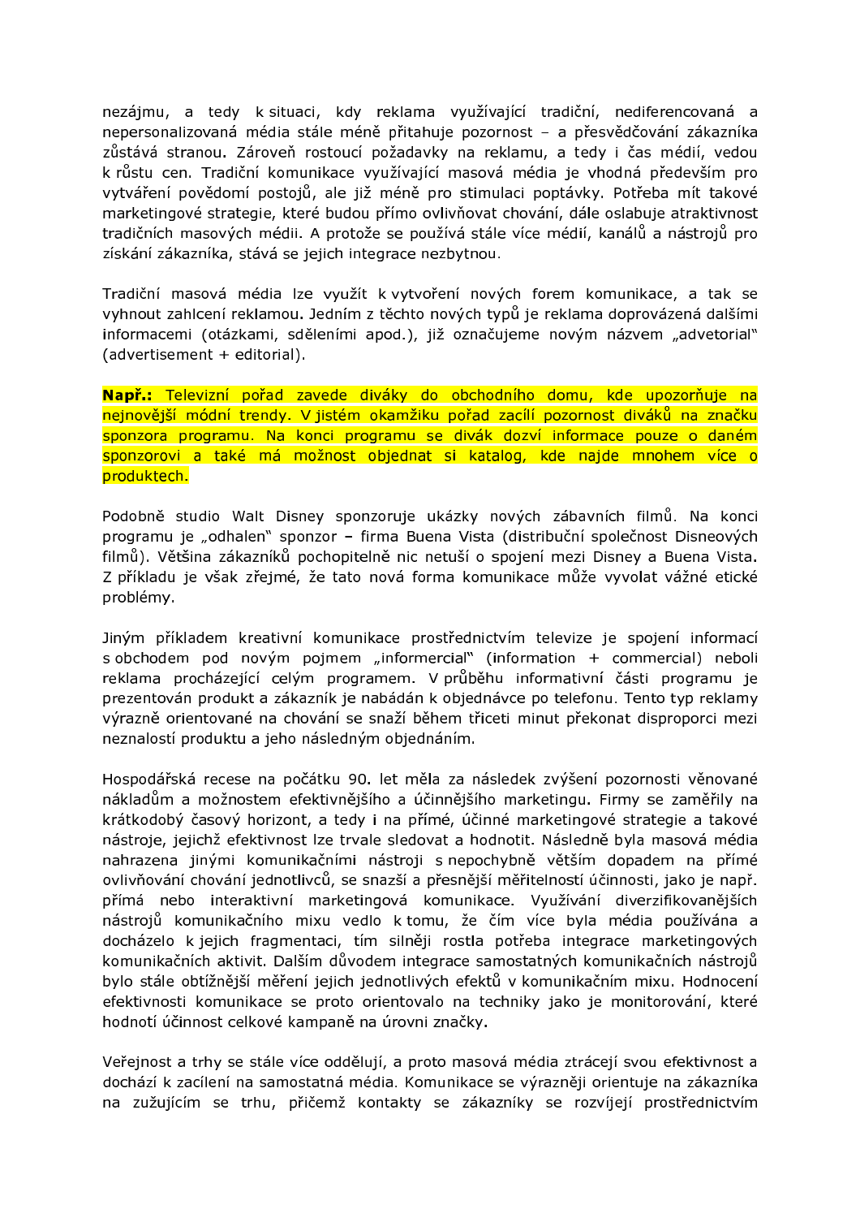nezájmu, a tedy k situaci, kdy reklama využívající tradiční, nediferencovaná a nepersonalizovaná média stále méně přitahuje pozornost – a přesvědčování zákazníka zůstává stranou. Zároveň rostoucí požadavky na reklamu, a tedy i čas médií, vedou k růstu cen. Tradiční komunikace využívající masová média je vhodná především pro vytváření povědomí postojů, ale již méně pro stimulaci poptávky. Potřeba mít takové marketingové strategie, které budou přímo ovlivňovat chování, dále oslabuje atraktivnost tradičních masových médii. A protože se používá stále více médií, kanálů a nástrojů pro získání zákazníka, stává se jejich integrace nezbytnou.

Tradiční masová média lze využít k vytvoření nových forem komunikace, a tak se vyhnout zahlcení reklamou. Jedním z těchto nových typů je reklama doprovázená dalšími informacemi (otázkami, sděleními apod.), již označujeme novým názvem „advetorial" (advertisement + editorial).

**Např.:** Televizní pořad zavede diváky do obchodního domu, kde upozorňuje na nejnovější módní trendy. V jistém okamžiku pořad zacílí pozornost diváků na značku sponzora programu. Na konci programu se divák dozví informace pouze o daném sponzorovi a také má možnost objednat si katalog, kde najde mnohem více o produktech.

Podobně studio Walt Disney sponzoruje ukázky nových zábavních filmů. Na konci programu je „odhalen" sponzor – firma Buena Vista (distribuční společnost Disneových filmů). Většina zákazníků pochopitelně nic netuší o spojení mezi Disney a Buena Vista. Z příkladu je však zřejmé, že tato nová forma komunikace může vyvolat vážné etické problémy.

Jiným příkladem kreativní komunikace prostřednictvím televize je spojení informací s obchodem pod novým pojmem „informercial" (information + commercial) neboli reklama procházející celým programem. V průběhu informativní části programu je prezentován produkt a zákazník je nabádán k objednávce po telefonu. Tento typ reklamy výrazně orientované na chování se snaží během třiceti minut překonat disproporci mezi neznalostí produktu a jeho následným objednáním.

Hospodářská recese na počátku 90. let měla za následek zvýšení pozornosti věnované nákladům a možnostem efektivnějšího a účinnějšího marketingu. Firmy se zaměřily na krátkodobý časový horizont, a tedy i na přímé, účinné marketingové strategie a takové nástroje, jejichž efektivnost lze trvale sledovat a hodnotit. Následně byla masová média nahrazena jinými komunikačními nástroji s nepochybně větším dopadem na přímé ovlivňování chování jednotlivců, se snazší a přesnější měřitelností účinnosti, jako je např. přímá nebo interaktivní marketingová komunikace. Využívání diverzifikovanějších nástrojů komunikačního mixu vedlo k tomu, že čím více byla média používána a docházelo k jejich fragmentaci, tím silněji rostla potřeba integrace marketingových komunikačních aktivit. Dalším důvodem integrace samostatných komunikačních nástrojů bylo stále obtížnější měření jejich jednotlivých efektů v komunikačním mixu. Hodnocení efektivnosti komunikace se proto orientovalo na techniky jako je monitorování, které hodnotí účinnost celkové kampaně na úrovni značky.

Veřejnost a trhy se stále více oddělují, a proto masová média ztrácejí svou efektivnost a dochází k zacílení na samostatná média. Komunikace se výrazněji orientuje na zákazníka na zužujícím se trhu, přičemž kontakty se zákazníky se rozvíjejí prostřednictvím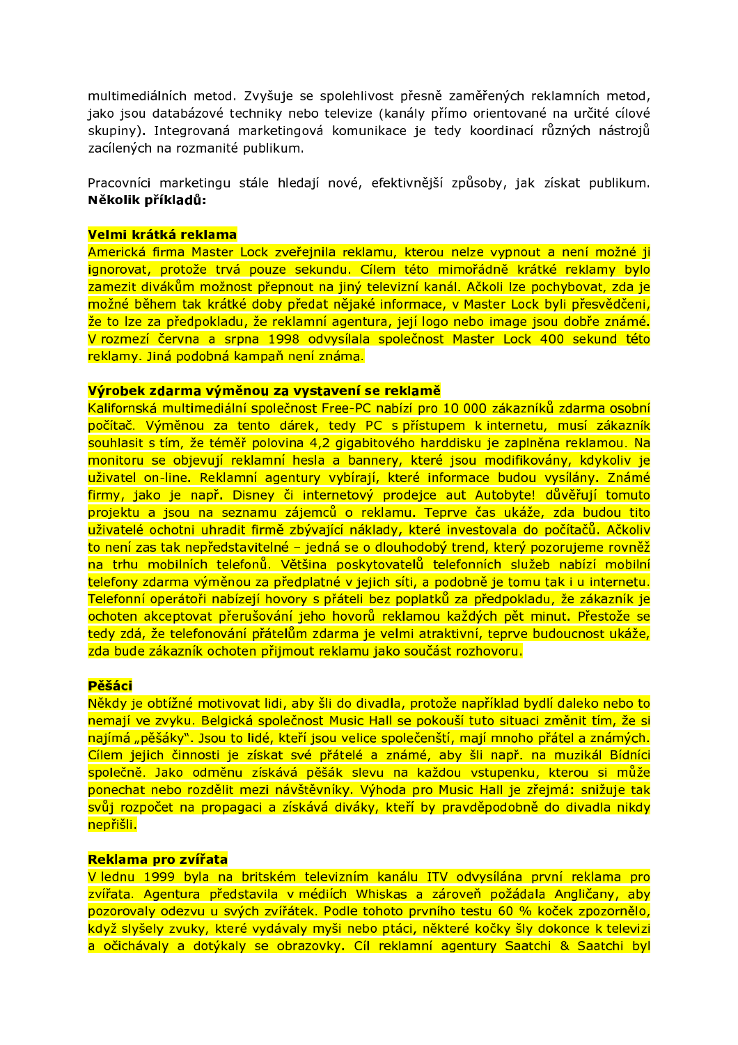multimediálních metod. Zvyšuje se spolehlivost přesně zaměřených reklamních metod, jako jsou databázové techniky nebo televize (kanály přímo orientované na určité cílové skupiny). Integrovaná marketingová komunikace je tedy koordinací různých nástrojů zacílených na rozmanité publikum.

Pracovníci marketingu stále hledají nové, efektivnější způsoby, jak získat publikum. **Několik příkladů:**

**Velmi krátká reklama**

Americká firma Master Lock zveřejnila reklamu, kterou nelze vypnout a není možné ji ignorovat, protože trvá pouze sekundu. Cílem této mimořádně krátké reklamy bylo zamezit divákům možnost přepnout na jiný televizní kanál. Ačkoli lze pochybovat, zda je možné během tak krátké doby předat nějaké informace, v Master Lock byli přesvědčeni, že to lze za předpokladu, že reklamní agentura, její logo nebo image jsou dobře známé. V rozmezí června a srpna 1998 odvysílala společnost Master Lock 400 sekund této reklamy. Jiná podobná kampaň není známa.

**Výrobek zdarma výměnou za vystavení se reklamě**

Kalifornská multimediální společnost Free-PC nabízí pro 10 000 zákazníků zdarma osobní počítač. Výměnou za tento dárek, tedy PC s přístupem k internetu, musí zákazník souhlasit s tím, že téměř polovina 4,2 gigabitového harddisku je zaplněna reklamou. Na monitoru se objevují reklamní hesla a bannery, které jsou modifikovány, kdykoliv je uživatel on-line. Reklamní agentury vybírají, které informace budou vysílány. Známé firmy, jako je např. Disney či internetový prodejce aut Autobyte! důvěřují tomuto projektu a jsou na seznamu zájemců o reklamu. Teprve čas ukáže, zda budou tito uživatelé ochotni uhradit firmě zbývající náklady, které investovala do počítačů. Ačkoliv to není zas tak nepředstavitelné – jedná se o dlouhodobý trend, který pozorujeme rovněž na trhu mobilních telefonů. Většina poskytovatelů telefonních služeb nabízí mobilní telefony zdarma výměnou za předplatné v jejich síti, a podobně je tomu tak i u internetu. Telefonní operátoři nabízejí hovory s přáteli bez poplatků za předpokladu, že zákazník je ochoten akceptovat přerušování jeho hovorů reklamou každých pět minut. Přestože se tedy zdá, že telefonování přátelům zdarma je velmi atraktivní, teprve budoucnost ukáže, zda bude zákazník ochoten přijmout reklamu jako součást rozhovoru.

**Pěšáci**

Někdy je obtížné motivovat lidi, aby šli do divadla, protože například bydlí daleko nebo to nemají ve zvyku. Belgická společnost Music Hall se pokouší tuto situaci změnit tím, že si najímá „pěšáky". Jsou to lidé, kteří jsou velice společenští, mají mnoho přátel a známých. Cílem jejich činnosti je získat své přátelé a známé, aby šli např. na muzikál Bídníci společně. Jako odměnu získává pěšák slevu na každou vstupenku, kterou si může ponechat nebo rozdělit mezi návštěvníky. Výhoda pro Music Hall je zřejmá: snižuje tak svůj rozpočet na propagaci a získává diváky, kteří by pravděpodobně do divadla nikdy nepřišli.

**Reklama pro zvířata**

V lednu 1999 byla na britském televizním kanálu ITV odvysílána první reklama pro zvířata. Agentura představila v médiích Whiskas a zároveň požádala Angličany, aby pozorovaly odezvu u svých zvířátek. Podle tohoto prvního testu 60 % koček zpozornělo, když slyšely zvuky, které vydávaly myši nebo ptáci, některé kočky šly dokonce k televizi a očichávaly a dotýkaly se obrazovky. Cíl reklamní agentury Saatchi & Saatchi byl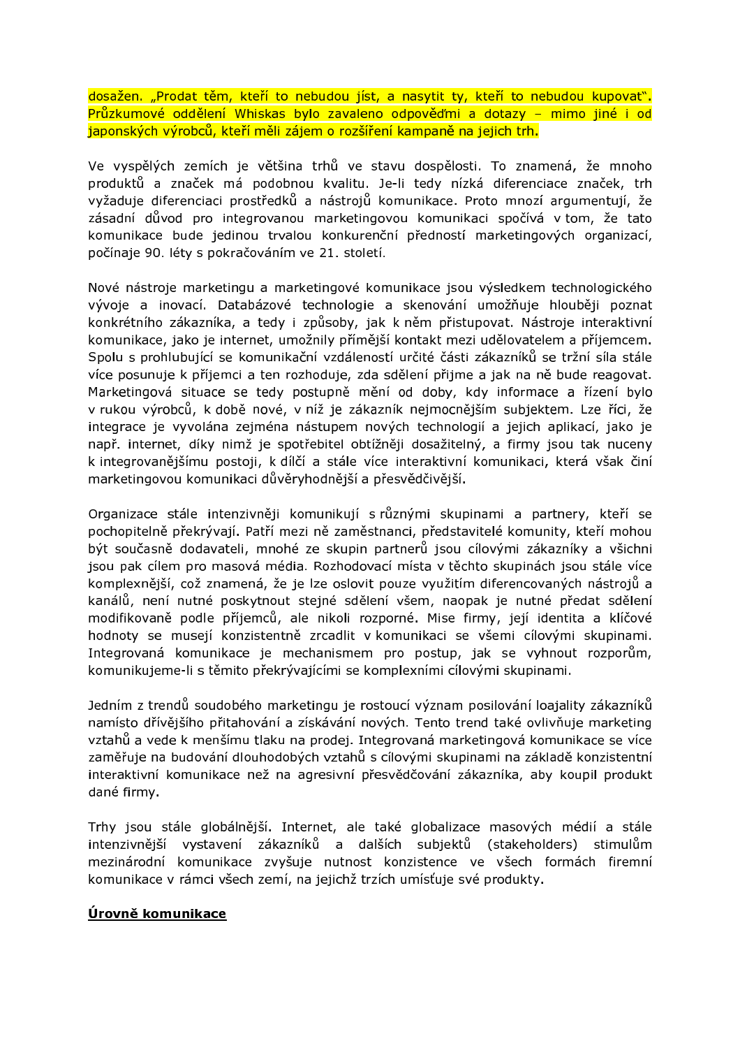dosažen. „Prodat těm, kteří to nebudou jíst, a nasytit ty, kteří to nebudou kupovat". Průzkumové oddělení Whiskas bylo zavaleno odpověďmi a dotazy – mimo jiné i od japonských výrobců, kteří měli zájem o rozšíření kampaně na jejich trh.

Ve vyspělých zemích je většina trhů ve stavu dospělosti. To znamená, že mnoho produktů a značek má podobnou kvalitu. Je-li tedy nízká diferenciace značek, trh vyžaduje diferenciaci prostředků a nástrojů komunikace. Proto mnozí argumentují, že zásadní důvod pro integrovanou marketingovou komunikaci spočívá v tom, že tato komunikace bude jedinou trvalou konkurenční předností marketingových organizací, počínaje 90. léty s pokračováním ve 21. století.

Nové nástroje marketingu a marketingové komunikace jsou výsledkem technologického vývoje a inovací. Databázové technologie a skenování umožňuje hlouběji poznat konkrétního zákazníka, a tedy i způsoby, jak k něm přistupovat. Nástroje interaktivní komunikace, jako je internet, umožnily přímější kontakt mezi udělovatelem a příjemcem. Spolu s prohlubující se komunikační vzdáleností určité části zákazníků se tržní síla stále více posunuje k příjemci a ten rozhoduje, zda sdělení přijme a jak na ně bude reagovat. Marketingová situace se tedy postupně mění od doby, kdy informace a řízení bylo v rukou výrobců, k době nové, v níž je zákazník nejmocnějším subjektem. Lze říci, že integrace je vyvolána zejména nástupem nových technologií a jejich aplikací, jako je např. internet, díky nimž je spotřebitel obtížněji dosažitelný, a firmy jsou tak nuceny k integrovanějšímu postoji, k dílčí a stále více interaktivní komunikaci, která však činí marketingovou komunikaci důvěryhodnější a přesvědčivější.

Organizace stále intenzivněji komunikují s různými skupinami a partnery, kteří se pochopitelně překrývají. Patří mezi ně zaměstnanci, představitelé komunity, kteří mohou být současně dodavateli, mnohé ze skupin partnerů jsou cílovými zákazníky a všichni jsou pak cílem pro masová média. Rozhodovací místa v těchto skupinách jsou stále více komplexnější, což znamená, že je lze oslovit pouze využitím diferencovaných nástrojů a kanálů, není nutné poskytnout stejné sdělení všem, naopak je nutné předat sdělení modifikovaně podle příjemců, ale nikoli rozporné. Mise firmy, její identita a klíčové hodnoty se musejí konzistentně zrcadlit v komunikaci se všemi cílovými skupinami. Integrovaná komunikace je mechanismem pro postup, jak se vyhnout rozporům, komunikujeme-li s těmito překrývajícími se komplexními cílovými skupinami.

Jedním z trendů soudobého marketingu je rostoucí význam posilování loajality zákazníků namísto dřívějšího přitahování a získávání nových. Tento trend také ovlivňuje marketing vztahů a vede k menšímu tlaku na prodej. Integrovaná marketingová komunikace se více zaměřuje na budování dlouhodobých vztahů s cílovými skupinami na základě konzistentní interaktivní komunikace než na agresivní přesvědčování zákazníka, aby koupil produkt dané firmy.

Trhy jsou stále globálnější. Internet, ale také globalizace masových médií a stále intenzivnější vystavení zákazníků a dalších subjektů (stakeholders) stimulům mezinárodní komunikace zvyšuje nutnost konzistence ve všech formách firemní komunikace v rámci všech zemí, na jejichž trzích umísťuje své produkty.

**<u>Úrovně komunikace</u>**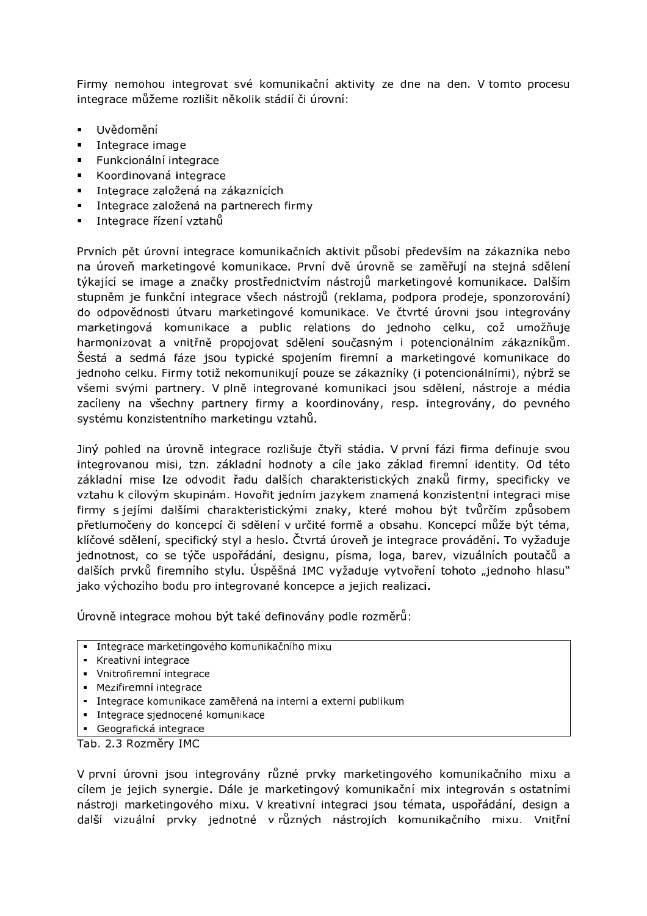Firmy nemohou integrovat své komunikační aktivity ze dne na den. V tomto procesu integrace můžeme rozlišit několik stádií či úrovní:

- Uvědomění
- Integrace image
- Funkcionální integrace
- Koordinovaná integrace
- Integrace založená na zákaznících
- Integrace založená na partnerech firmy
- Integrace řízení vztahů

Prvních pět úrovní integrace komunikačních aktivit působí především na zákazníka nebo na úroveň marketingové komunikace. První dvě úrovně se zaměřují na stejná sdělení týkající se image a značky prostřednictvím nástrojů marketingové komunikace. Dalším stupněm je funkční integrace všech nástrojů (reklama, podpora prodeje, sponzorování) do odpovědnosti útvaru marketingové komunikace. Ve čtvrté úrovni jsou integrovány marketingová komunikace a public relations do jednoho celku, což umožňuje harmonizovat a vnitřně propojovat sdělení současným i potencionálním zákazníkům. Šestá a sedmá fáze jsou typické spojením firemní a marketingové komunikace do jednoho celku. Firmy totiž nekomunikují pouze se zákazníky (i potencionálními), nýbrž se všemi svými partnery. V plně integrované komunikaci jsou sdělení, nástroje a média zacíleny na všechny partnery firmy a koordinovány, resp. integrovány, do pevného systému konzistentního marketingu vztahů.

Jiný pohled na úrovně integrace rozlišuje čtyři stádia. V první fázi firma definuje svou integrovanou misi, tzn. základní hodnoty a cíle jako základ firemní identity. Od této základní mise lze odvodit řadu dalších charakteristických znaků firmy, specificky ve vztahu k cílovým skupinám. Hovořit jedním jazykem znamená konzistentní integraci mise firmy s jejími dalšími charakteristickými znaky, které mohou být tvůrčím způsobem přetlumočeny do koncepcí či sdělení v určité formě a obsahu. Koncepcí může být téma, klíčové sdělení, specifický styl a heslo. Čtvrtá úroveň je integrace provádění. To vyžaduje jednotnost, co se týče uspořádání, designu, písma, loga, barev, vizuálních poutačů a dalších prvků firemního stylu. Úspěšná IMC vyžaduje vytvoření tohoto „jednoho hlasu" jako výchozího bodu pro integrované koncepce a jejich realizaci.

Úrovně integrace mohou být také definovány podle rozměrů:

- Integrace marketingového komunikačního mixu
- Kreativní integrace
- Vnitrofiremní integrace
- Mezifiremní integrace
- Integrace komunikace zaměřená na interní a externí publikum
- Integrace sjednocené komunikace
- Geografická integrace

Tab. 2.3 Rozměry IMC

V první úrovni jsou integrovány různé prvky marketingového komunikačního mixu a cílem je jejich synergie. Dále je marketingový komunikační mix integrován s ostatními nástroji marketingového mixu. V kreativní integraci jsou témata, uspořádání, design a další vizuální prvky jednotné v různých nástrojích komunikačního mixu. Vnitřní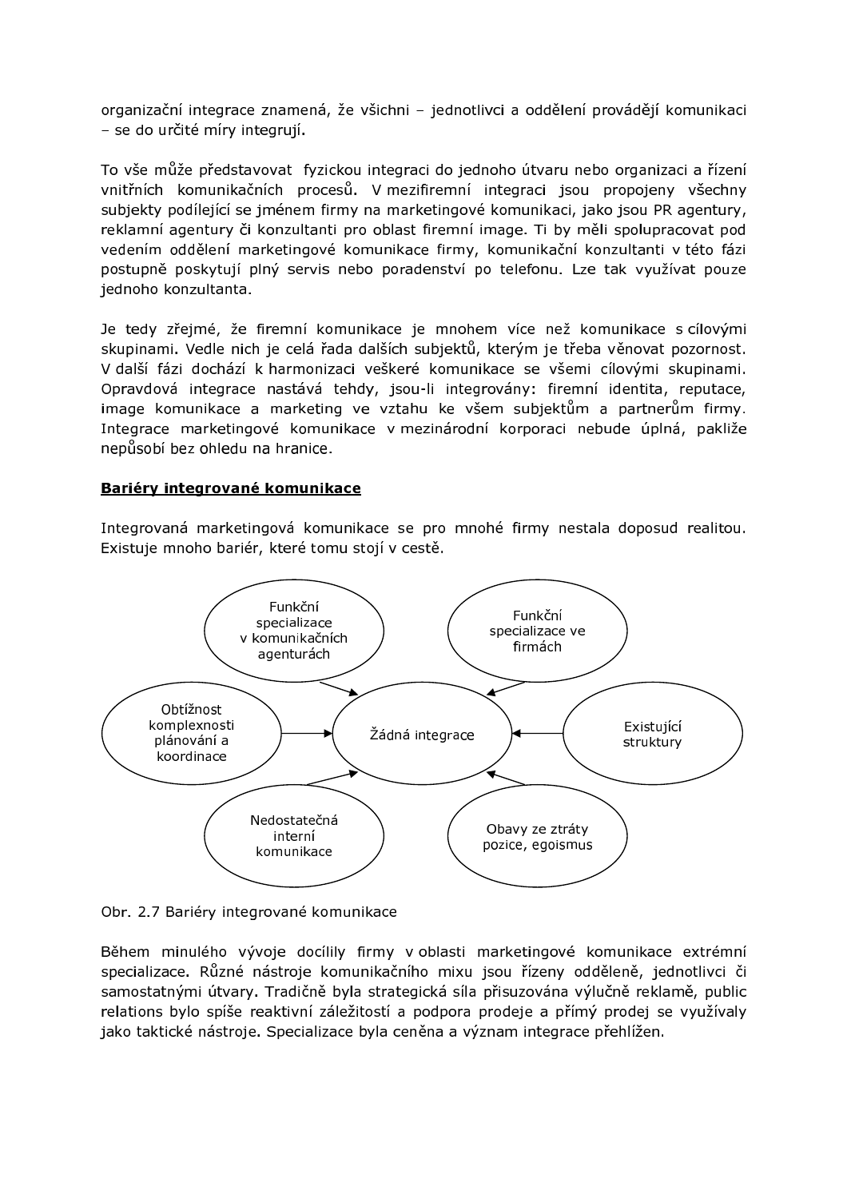organizační integrace znamená, že všichni – jednotlivci a oddělení provádějí komunikaci – se do určité míry integrují.

To vše může představovat fyzickou integraci do jednoho útvaru nebo organizaci a řízení vnitřních komunikačních procesů. V mezifiremní integraci jsou propojeny všechny subjekty podílející se jménem firmy na marketingové komunikaci, jako jsou PR agentury, reklamní agentury či konzultanti pro oblast firemní image. Ti by měli spolupracovat pod vedením oddělení marketingové komunikace firmy, komunikační konzultanti v této fázi postupně poskytují plný servis nebo poradenství po telefonu. Lze tak využívat pouze jednoho konzultanta.

Je tedy zřejmé, že firemní komunikace je mnohem více než komunikace s cílovými skupinami. Vedle nich je celá řada dalších subjektů, kterým je třeba věnovat pozornost. V další fázi dochází k harmonizaci veškeré komunikace se všemi cílovými skupinami. Opravdová integrace nastává tehdy, jsou-li integrovány: firemní identita, reputace, image komunikace a marketing ve vztahu ke všem subjektům a partnerům firmy. Integrace marketingové komunikace v mezinárodní korporaci nebude úplná, pakliže nepůsobí bez ohledu na hranice.

**Bariéry integrované komunikace**

Integrovaná marketingová komunikace se pro mnohé firmy nestala doposud realitou. Existuje mnoho bariér, které tomu stojí v cestě.

Žádná integrace ← Funkční specializace v komunikačních agenturách; Funkční specializace ve firmách; Existující struktury; Obavy ze ztráty pozice, egoismus; Nedostatečná interní komunikace; Obtížnost komplexnosti plánování a koordinace

Obr. 2.7 Bariéry integrované komunikace

Během minulého vývoje docílily firmy v oblasti marketingové komunikace extrémní specializace. Různé nástroje komunikačního mixu jsou řízeny odděleně, jednotlivci či samostatnými útvary. Tradičně byla strategická síla přisuzována výlučně reklamě, public relations bylo spíše reaktivní záležitostí a podpora prodeje a přímý prodej se využívaly jako taktické nástroje. Specializace byla ceněna a význam integrace přehlížen.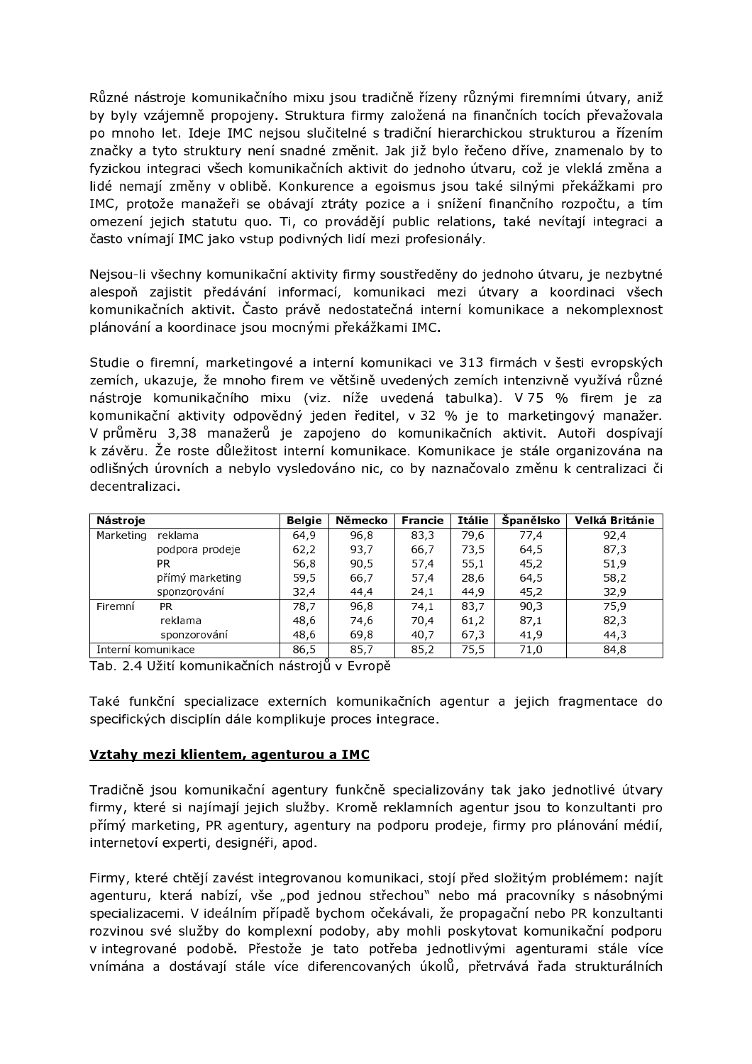Různé nástroje komunikačního mixu jsou tradičně řízeny různými firemními útvary, aniž by byly vzájemně propojeny. Struktura firmy založená na finančních tocích převažovala po mnoho let. Ideje IMC nejsou slučitelné s tradiční hierarchickou strukturou a řízením značky a tyto struktury není snadné změnit. Jak již bylo řečeno dříve, znamenalo by to fyzickou integraci všech komunikačních aktivit do jednoho útvaru, což je vleklá změna a lidé nemají změny v oblibě. Konkurence a egoismus jsou také silnými překážkami pro IMC, protože manažeři se obávají ztráty pozice a i snížení finančního rozpočtu, a tím omezení jejich statutu quo. Ti, co provádějí public relations, také nevítají integraci a často vnímají IMC jako vstup podivných lidí mezi profesionály.

Nejsou-li všechny komunikační aktivity firmy soustředěny do jednoho útvaru, je nezbytné alespoň zajistit předávání informací, komunikaci mezi útvary a koordinaci všech komunikačních aktivit. Často právě nedostatečná interní komunikace a nekomplexnost plánování a koordinace jsou mocnými překážkami IMC.

Studie o firemní, marketingové a interní komunikaci ve 313 firmách v šesti evropských zemích, ukazuje, že mnoho firem ve většině uvedených zemích intenzivně využívá různé nástroje komunikačního mixu (viz. níže uvedená tabulka). V 75 % firem je za komunikační aktivity odpovědný jeden ředitel, v 32 % je to marketingový manažer. V průměru 3,38 manažerů je zapojeno do komunikačních aktivit. Autoři dospívají k závěru. Že roste důležitost interní komunikace. Komunikace je stále organizována na odlišných úrovních a nebylo vysledováno nic, co by naznačovalo změnu k centralizaci či decentralizaci.

| Nástroje | | Belgie | Německo | Francie | Itálie | Španělsko | Velká Británie |
|---|---|---|---|---|---|---|---|
| Marketing | reklama | 64,9 | 96,8 | 83,3 | 79,6 | 77,4 | 92,4 |
| | podpora prodeje | 62,2 | 93,7 | 66,7 | 73,5 | 64,5 | 87,3 |
| | PR | 56,8 | 90,5 | 57,4 | 55,1 | 45,2 | 51,9 |
| | přímý marketing | 59,5 | 66,7 | 57,4 | 28,6 | 64,5 | 58,2 |
| | sponzorování | 32,4 | 44,4 | 24,1 | 44,9 | 45,2 | 32,9 |
| Firemní | PR | 78,7 | 96,8 | 74,1 | 83,7 | 90,3 | 75,9 |
| | reklama | 48,6 | 74,6 | 70,4 | 61,2 | 87,1 | 82,3 |
| | sponzorování | 48,6 | 69,8 | 40,7 | 67,3 | 41,9 | 44,3 |
| Interní komunikace | | 86,5 | 85,7 | 85,2 | 75,5 | 71,0 | 84,8 |

Tab. 2.4 Užití komunikačních nástrojů v Evropě

Také funkční specializace externích komunikačních agentur a jejich fragmentace do specifických disciplín dále komplikuje proces integrace.

## Vztahy mezi klientem, agenturou a IMC

Tradičně jsou komunikační agentury funkčně specializovány tak jako jednotlivé útvary firmy, které si najímají jejich služby. Kromě reklamních agentur jsou to konzultanti pro přímý marketing, PR agentury, agentury na podporu prodeje, firmy pro plánování médií, internetoví experti, designéři, apod.

Firmy, které chtějí zavést integrovanou komunikaci, stojí před složitým problémem: najít agenturu, která nabízí, vše „pod jednou střechou" nebo má pracovníky s násobnými specializacemi. V ideálním případě bychom očekávali, že propagační nebo PR konzultanti rozvinou své služby do komplexní podoby, aby mohli poskytovat komunikační podporu v integrované podobě. Přestože je tato potřeba jednotlivými agenturami stále více vnímána a dostávají stále více diferencovaných úkolů, přetrvává řada strukturálních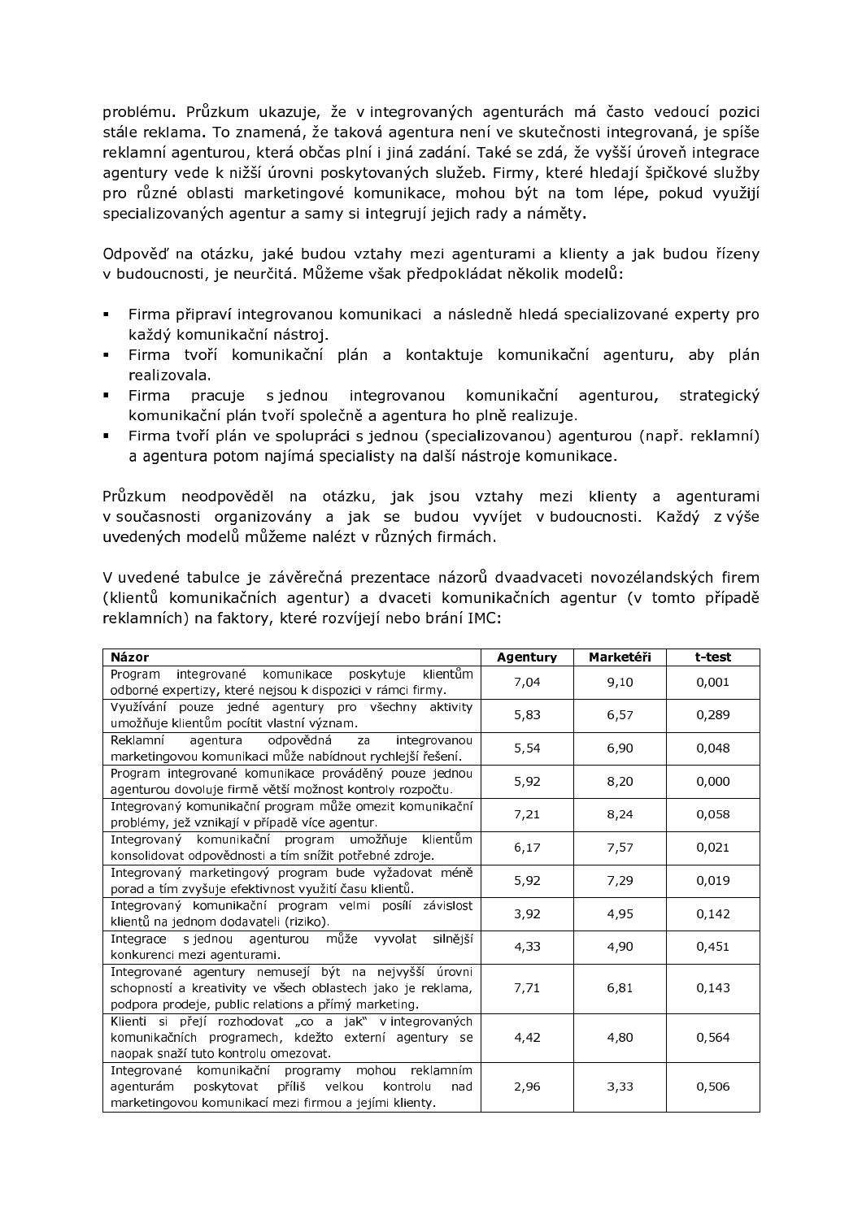problému. Průzkum ukazuje, že v integrovaných agenturách má často vedoucí pozici stále reklama. To znamená, že taková agentura není ve skutečnosti integrovaná, je spíše reklamní agenturou, která občas plní i jiná zadání. Také se zdá, že vyšší úroveň integrace agentury vede k nižší úrovni poskytovaných služeb. Firmy, které hledají špičkové služby pro různé oblasti marketingové komunikace, mohou být na tom lépe, pokud využijí specializovaných agentur a samy si integrují jejich rady a náměty.

Odpověď na otázku, jaké budou vztahy mezi agenturami a klienty a jak budou řízeny v budoucnosti, je neurčitá. Můžeme však předpokládat několik modelů:

- Firma připraví integrovanou komunikaci a následně hledá specializované experty pro každý komunikační nástroj.
- Firma tvoří komunikační plán a kontaktuje komunikační agenturu, aby plán realizovala.
- Firma pracuje s jednou integrovanou komunikační agenturou, strategický komunikační plán tvoří společně a agentura ho plně realizuje.
- Firma tvoří plán ve spolupráci s jednou (specializovanou) agenturou (např. reklamní) a agentura potom najímá specialisty na další nástroje komunikace.

Průzkum neodpověděl na otázku, jak jsou vztahy mezi klienty a agenturami v současnosti organizovány a jak se budou vyvíjet v budoucnosti. Každý z výše uvedených modelů můžeme nalézt v různých firmách.

V uvedené tabulce je závěrečná prezentace názorů dvaadvaceti novozélandských firem (klientů komunikačních agentur) a dvaceti komunikačních agentur (v tomto případě reklamních) na faktory, které rozvíjejí nebo brání IMC:

| Názor | Agentury | Marketéři | t-test |
|---|---|---|---|
| Program integrované komunikace poskytuje klientům odborné expertizy, které nejsou k dispozici v rámci firmy. | 7,04 | 9,10 | 0,001 |
| Využívání pouze jedné agentury pro všechny aktivity umožňuje klientům pocítit vlastní význam. | 5,83 | 6,57 | 0,289 |
| Reklamní agentura odpovědná za integrovanou marketingovou komunikaci může nabídnout rychlejší řešení. | 5,54 | 6,90 | 0,048 |
| Program integrované komunikace prováděný pouze jednou agenturou dovoluje firmě větší možnost kontroly rozpočtu. | 5,92 | 8,20 | 0,000 |
| Integrovaný komunikační program může omezit komunikační problémy, jež vznikají v případě více agentur. | 7,21 | 8,24 | 0,058 |
| Integrovaný komunikační program umožňuje klientům konsolidovat odpovědnosti a tím snížit potřebné zdroje. | 6,17 | 7,57 | 0,021 |
| Integrovaný marketingový program bude vyžadovat méně porad a tím zvyšuje efektivnost využití času klientů. | 5,92 | 7,29 | 0,019 |
| Integrovaný komunikační program velmi posílí závislost klientů na jednom dodavateli (riziko). | 3,92 | 4,95 | 0,142 |
| Integrace s jednou agenturou může vyvolat silnější konkurenci mezi agenturami. | 4,33 | 4,90 | 0,451 |
| Integrované agentury nemusejí být na nejvyšší úrovni schopností a kreativity ve všech oblastech jako je reklama, podpora prodeje, public relations a přímý marketing. | 7,71 | 6,81 | 0,143 |
| Klienti si přejí rozhodovat „co a jak" v integrovaných komunikačních programech, kdežto externí agentury se naopak snaží tuto kontrolu omezovat. | 4,42 | 4,80 | 0,564 |
| Integrované komunikační programy mohou reklamním agenturám poskytovat příliš velkou kontrolu nad marketingovou komunikací mezi firmou a jejími klienty. | 2,96 | 3,33 | 0,506 |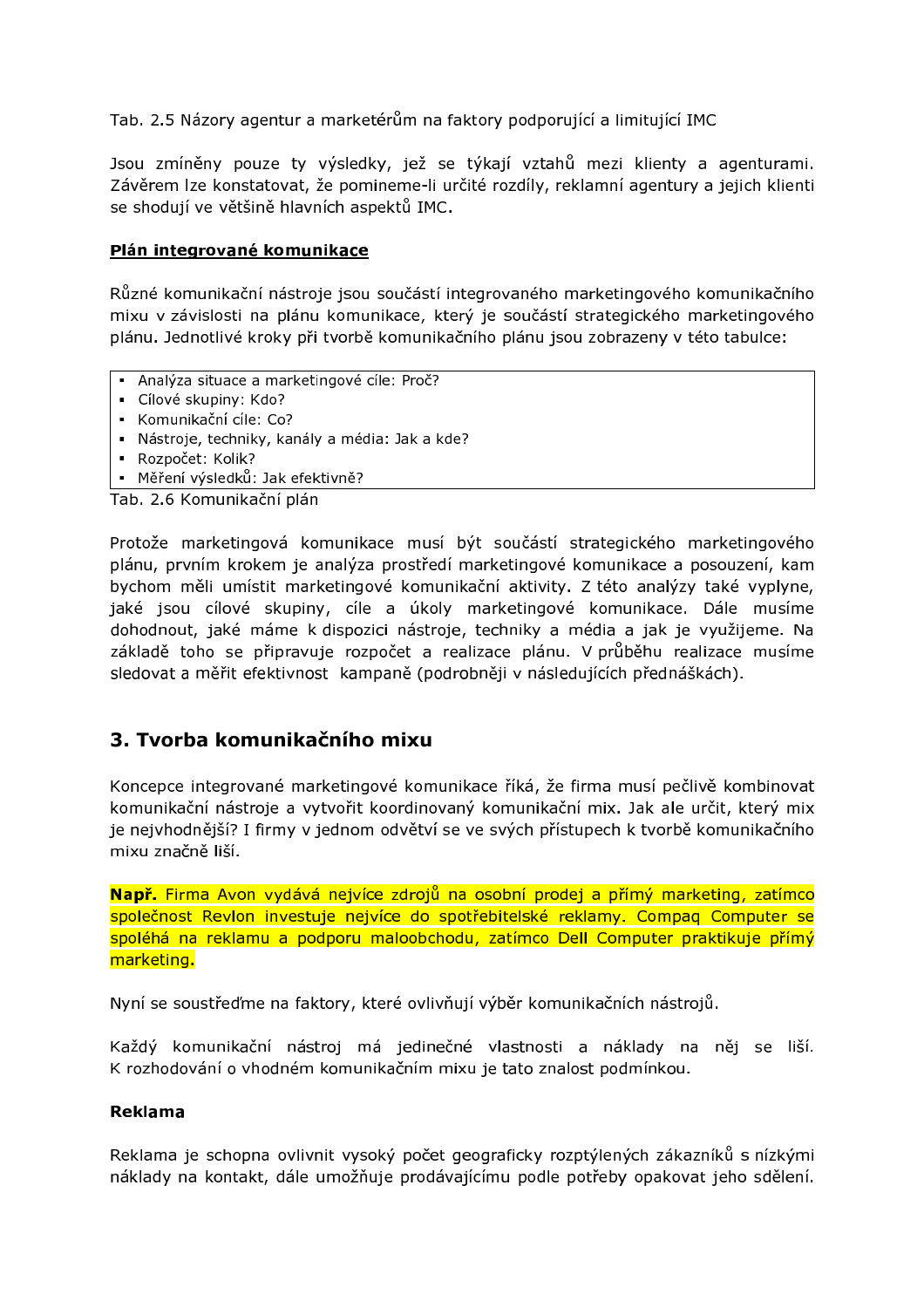Tab. 2.5 Názory agentur a marketérům na faktory podporující a limitující IMC

Jsou zmíněny pouze ty výsledky, jež se týkají vztahů mezi klienty a agenturami. Závěrem lze konstatovat, že pomineme-li určité rozdíly, reklamní agentury a jejich klienti se shodují ve většině hlavních aspektů IMC.

**Plán integrované komunikace**

Různé komunikační nástroje jsou součástí integrovaného marketingového komunikačního mixu v závislosti na plánu komunikace, který je součástí strategického marketingového plánu. Jednotlivé kroky při tvorbě komunikačního plánu jsou zobrazeny v této tabulce:

- Analýza situace a marketingové cíle: Proč?
- Cílové skupiny: Kdo?
- Komunikační cíle: Co?
- Nástroje, techniky, kanály a média: Jak a kde?
- Rozpočet: Kolik?
- Měření výsledků: Jak efektivně?

Tab. 2.6 Komunikační plán

Protože marketingová komunikace musí být součástí strategického marketingového plánu, prvním krokem je analýza prostředí marketingové komunikace a posouzení, kam bychom měli umístit marketingové komunikační aktivity. Z této analýzy také vyplyne, jaké jsou cílové skupiny, cíle a úkoly marketingové komunikace. Dále musíme dohodnout, jaké máme k dispozici nástroje, techniky a média a jak je využijeme. Na základě toho se připravuje rozpočet a realizace plánu. V průběhu realizace musíme sledovat a měřit efektivnost kampaně (podrobněji v následujících přednáškách).

## 3. Tvorba komunikačního mixu

Koncepce integrované marketingové komunikace říká, že firma musí pečlivě kombinovat komunikační nástroje a vytvořit koordinovaný komunikační mix. Jak ale určit, který mix je nejvhodnější? I firmy v jednom odvětví se ve svých přístupech k tvorbě komunikačního mixu značně liší.

**Např.** Firma Avon vydává nejvíce zdrojů na osobní prodej a přímý marketing, zatímco společnost Revlon investuje nejvíce do spotřebitelské reklamy. Compaq Computer se spoléhá na reklamu a podporu maloobchodu, zatímco Dell Computer praktikuje přímý marketing.

Nyní se soustřeďme na faktory, které ovlivňují výběr komunikačních nástrojů.

Každý komunikační nástroj má jedinečné vlastnosti a náklady na něj se liší. K rozhodování o vhodném komunikačním mixu je tato znalost podmínkou.

**Reklama**

Reklama je schopna ovlivnit vysoký počet geograficky rozptýlených zákazníků s nízkými náklady na kontakt, dále umožňuje prodávajícímu podle potřeby opakovat jeho sdělení.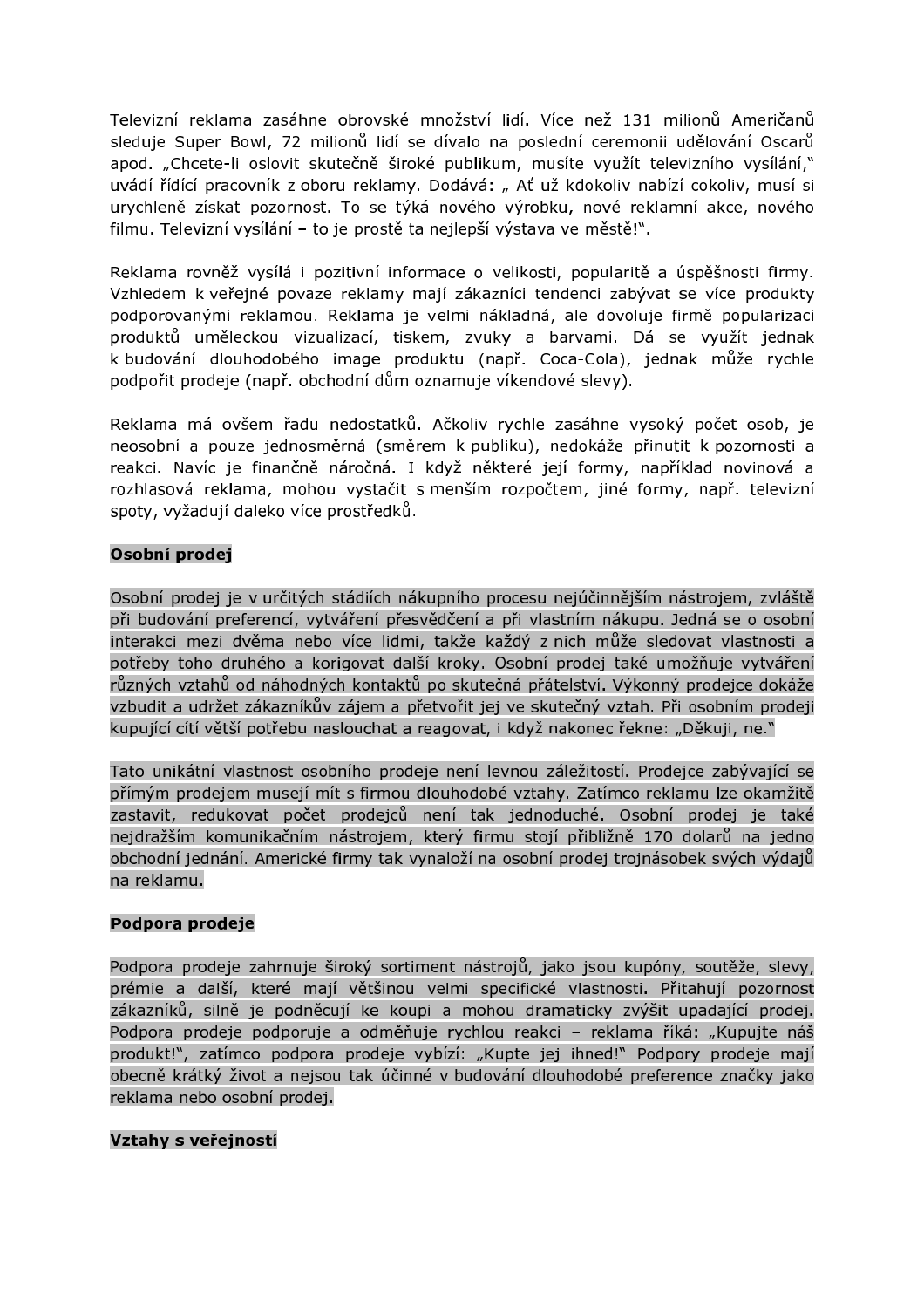Televizní reklama zasáhne obrovské množství lidí. Více než 131 milionů Američanů sleduje Super Bowl, 72 milionů lidí se dívalo na poslední ceremonii udělování Oscarů apod. „Chcete-li oslovit skutečně široké publikum, musíte využít televizního vysílání," uvádí řídící pracovník z oboru reklamy. Dodává: „ Ať už kdokoliv nabízí cokoliv, musí si urychleně získat pozornost. To se týká nového výrobku, nové reklamní akce, nového filmu. Televizní vysílání – to je prostě ta nejlepší výstava ve městě!".

Reklama rovněž vysílá i pozitivní informace o velikosti, popularitě a úspěšnosti firmy. Vzhledem k veřejné povaze reklamy mají zákazníci tendenci zabývat se více produkty podporovanými reklamou. Reklama je velmi nákladná, ale dovoluje firmě popularizaci produktů uměleckou vizualizací, tiskem, zvuky a barvami. Dá se využít jednak k budování dlouhodobého image produktu (např. Coca-Cola), jednak může rychle podpořit prodeje (např. obchodní dům oznamuje víkendové slevy).

Reklama má ovšem řadu nedostatků. Ačkoliv rychle zasáhne vysoký počet osob, je neosobní a pouze jednosměrná (směrem k publiku), nedokáže přinutit k pozornosti a reakci. Navíc je finančně náročná. I když některé její formy, například novinová a rozhlasová reklama, mohou vystačit s menším rozpočtem, jiné formy, např. televizní spoty, vyžadují daleko více prostředků.

**Osobní prodej**

Osobní prodej je v určitých stádiích nákupního procesu nejúčinnějším nástrojem, zvláště při budování preferencí, vytváření přesvědčení a při vlastním nákupu. Jedná se o osobní interakci mezi dvěma nebo více lidmi, takže každý z nich může sledovat vlastnosti a potřeby toho druhého a korigovat další kroky. Osobní prodej také umožňuje vytváření různých vztahů od náhodných kontaktů po skutečná přátelství. Výkonný prodejce dokáže vzbudit a udržet zákazníkův zájem a přetvořit jej ve skutečný vztah. Při osobním prodeji kupující cítí větší potřebu naslouchat a reagovat, i když nakonec řekne: „Děkuji, ne."

Tato unikátní vlastnost osobního prodeje není levnou záležitostí. Prodejce zabývající se přímým prodejem musejí mít s firmou dlouhodobé vztahy. Zatímco reklamu lze okamžitě zastavit, redukovat počet prodejců není tak jednoduché. Osobní prodej je také nejdražším komunikačním nástrojem, který firmu stojí přibližně 170 dolarů na jedno obchodní jednání. Americké firmy tak vynaloží na osobní prodej trojnásobek svých výdajů na reklamu.

**Podpora prodeje**

Podpora prodeje zahrnuje široký sortiment nástrojů, jako jsou kupóny, soutěže, slevy, prémie a další, které mají většinou velmi specifické vlastnosti. Přitahují pozornost zákazníků, silně je podněcují ke koupi a mohou dramaticky zvýšit upadající prodej. Podpora prodeje podporuje a odměňuje rychlou reakci – reklama říká: „Kupujte náš produkt!", zatímco podpora prodeje vybízí: „Kupte jej ihned!" Podpory prodeje mají obecně krátký život a nejsou tak účinné v budování dlouhodobé preference značky jako reklama nebo osobní prodej.

**Vztahy s veřejností**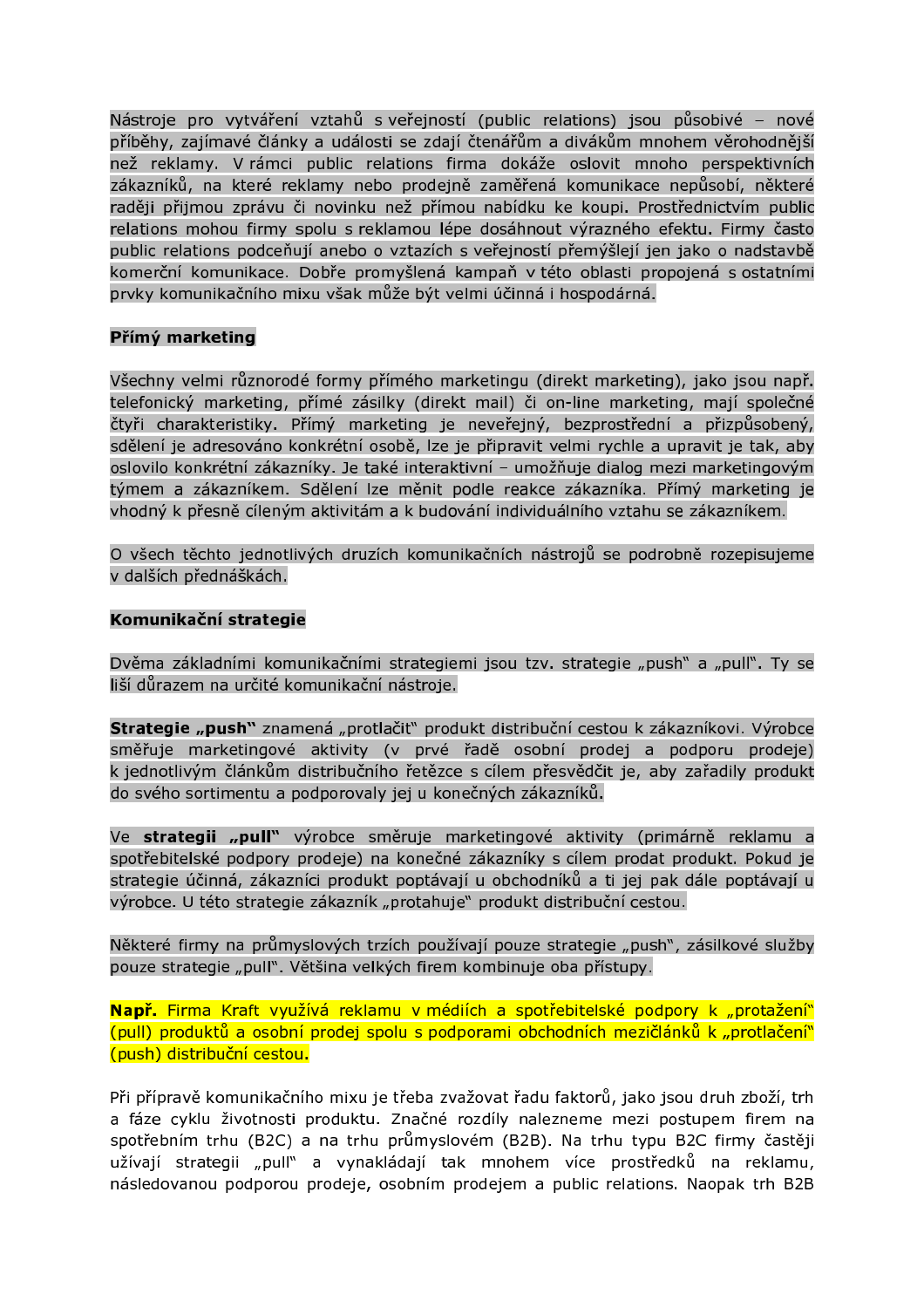Nástroje pro vytváření vztahů s veřejností (public relations) jsou působivé – nové příběhy, zajímavé články a události se zdají čtenářům a divákům mnohem věrohodnější než reklamy. V rámci public relations firma dokáže oslovit mnoho perspektivních zákazníků, na které reklamy nebo prodejně zaměřená komunikace nepůsobí, některé raději přijmou zprávu či novinku než přímou nabídku ke koupi. Prostřednictvím public relations mohou firmy spolu s reklamou lépe dosáhnout výrazného efektu. Firmy často public relations podceňují anebo o vztazích s veřejností přemýšlejí jen jako o nadstavbě komerční komunikace. Dobře promyšlená kampaň v této oblasti propojená s ostatními prvky komunikačního mixu však může být velmi účinná i hospodárná.

**Přímý marketing**

Všechny velmi různorodé formy přímého marketingu (direkt marketing), jako jsou např. telefonický marketing, přímé zásilky (direkt mail) či on-line marketing, mají společné čtyři charakteristiky. Přímý marketing je neveřejný, bezprostřední a přizpůsobený, sdělení je adresováno konkrétní osobě, lze je připravit velmi rychle a upravit je tak, aby oslovilo konkrétní zákazníky. Je také interaktivní – umožňuje dialog mezi marketingovým týmem a zákazníkem. Sdělení lze měnit podle reakce zákazníka. Přímý marketing je vhodný k přesně cíleným aktivitám a k budování individuálního vztahu se zákazníkem.

O všech těchto jednotlivých druzích komunikačních nástrojů se podrobně rozepisujeme v dalších přednáškách.

**Komunikační strategie**

Dvěma základními komunikačními strategiemi jsou tzv. strategie „push" a „pull". Ty se liší důrazem na určité komunikační nástroje.

**Strategie „push"** znamená „protlačit" produkt distribuční cestou k zákazníkovi. Výrobce směřuje marketingové aktivity (v prvé řadě osobní prodej a podporu prodeje) k jednotlivým článkům distribučního řetězce s cílem přesvědčit je, aby zařadily produkt do svého sortimentu a podporovaly jej u konečných zákazníků.

Ve **strategii „pull"** výrobce směruje marketingové aktivity (primárně reklamu a spotřebitelské podpory prodeje) na konečné zákazníky s cílem prodat produkt. Pokud je strategie účinná, zákazníci produkt poptávají u obchodníků a ti jej pak dále poptávají u výrobce. U této strategie zákazník „protahuje" produkt distribuční cestou.

Některé firmy na průmyslových trzích používají pouze strategie „push", zásilkové služby pouze strategie „pull". Většina velkých firem kombinuje oba přístupy.

**Např.** Firma Kraft využívá reklamu v médiích a spotřebitelské podpory k „protažení" (pull) produktů a osobní prodej spolu s podporami obchodních mezičlánků k „protlačení" (push) distribuční cestou.

Při přípravě komunikačního mixu je třeba zvažovat řadu faktorů, jako jsou druh zboží, trh a fáze cyklu životnosti produktu. Značné rozdíly nalezneme mezi postupem firem na spotřebním trhu (B2C) a na trhu průmyslovém (B2B). Na trhu typu B2C firmy častěji užívají strategii „pull" a vynakládají tak mnohem více prostředků na reklamu, následovanou podporou prodeje, osobním prodejem a public relations. Naopak trh B2B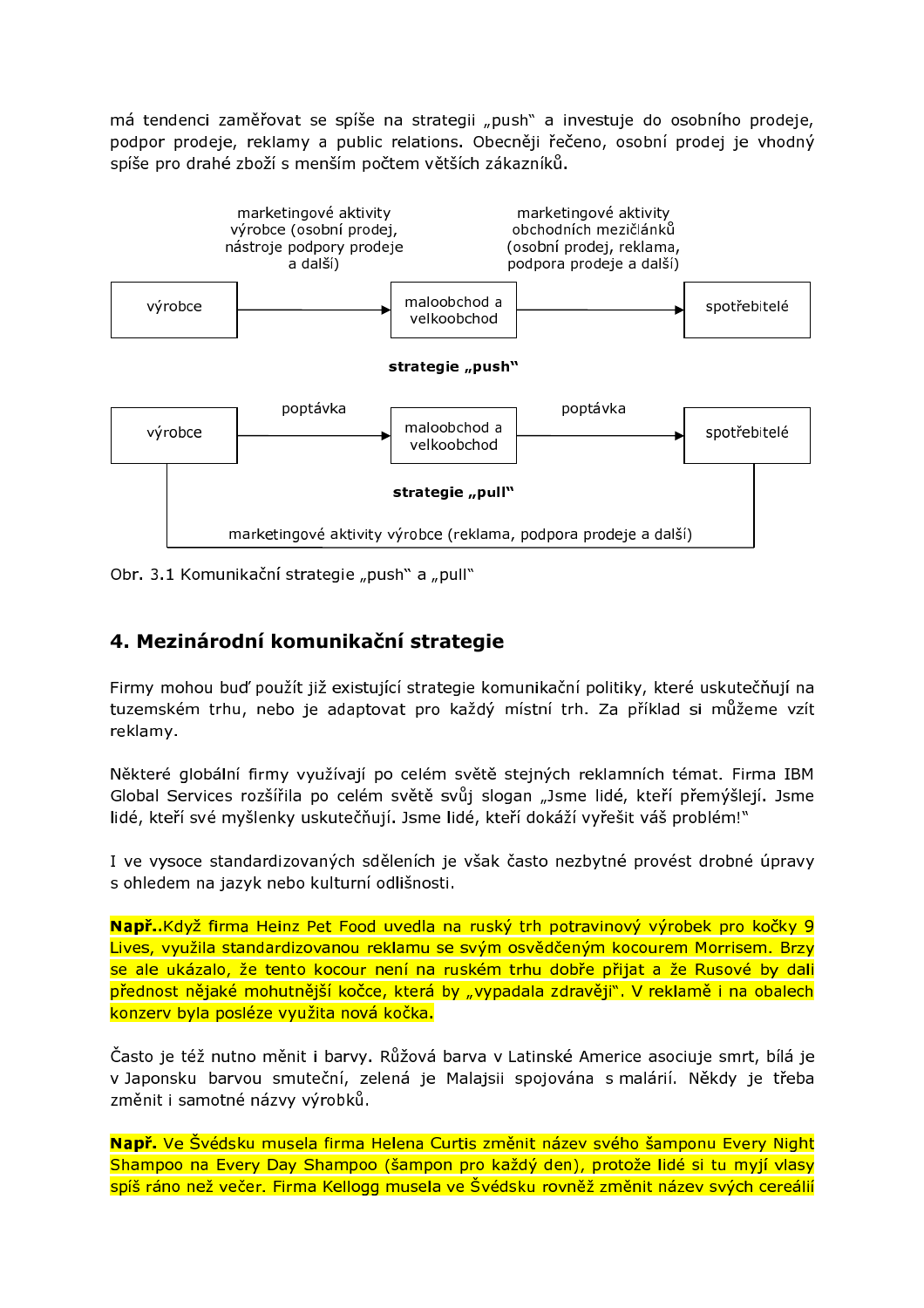má tendenci zaměřovat se spíše na strategii „push" a investuje do osobního prodeje, podpor prodeje, reklamy a public relations. Obecněji řečeno, osobní prodej je vhodný spíše pro drahé zboží s menším počtem větších zákazníků.

marketingové aktivity výrobce (osobní prodej, nástroje podpory prodeje a další)

marketingové aktivity obchodních mezičlánků (osobní prodej, reklama, podpora prodeje a další)

výrobce → maloobchod a velkoobchod → spotřebitelé

**strategie „push"**

výrobce → (poptávka) → maloobchod a velkoobchod → (poptávka) → spotřebitelé

**strategie „pull"**

marketingové aktivity výrobce (reklama, podpora prodeje a další)

Obr. 3.1 Komunikační strategie „push" a „pull"

## 4. Mezinárodní komunikační strategie

Firmy mohou buď použít již existující strategie komunikační politiky, které uskutečňují na tuzemském trhu, nebo je adaptovat pro každý místní trh. Za příklad si můžeme vzít reklamy.

Některé globální firmy využívají po celém světě stejných reklamních témat. Firma IBM Global Services rozšířila po celém světě svůj slogan „Jsme lidé, kteří přemýšlejí. Jsme lidé, kteří své myšlenky uskutečňují. Jsme lidé, kteří dokáží vyřešit váš problém!"

I ve vysoce standardizovaných sděleních je však často nezbytné provést drobné úpravy s ohledem na jazyk nebo kulturní odlišnosti.

**Např.**.Když firma Heinz Pet Food uvedla na ruský trh potravinový výrobek pro kočky 9 Lives, využila standardizovanou reklamu se svým osvědčeným kocourem Morrisem. Brzy se ale ukázalo, že tento kocour není na ruském trhu dobře přijat a že Rusové by dali přednost nějaké mohutnější kočce, která by „vypadala zdravěji". V reklamě i na obalech konzerv byla posléze využita nová kočka.

Často je též nutno měnit i barvy. Růžová barva v Latinské Americe asociuje smrt, bílá je v Japonsku barvou smuteční, zelená je Malajsii spojována s malárií. Někdy je třeba změnit i samotné názvy výrobků.

**Např.** Ve Švédsku musela firma Helena Curtis změnit název svého šamponu Every Night Shampoo na Every Day Shampoo (šampon pro každý den), protože lidé si tu myjí vlasy spíš ráno než večer. Firma Kellogg musela ve Švédsku rovněž změnit název svých cereálií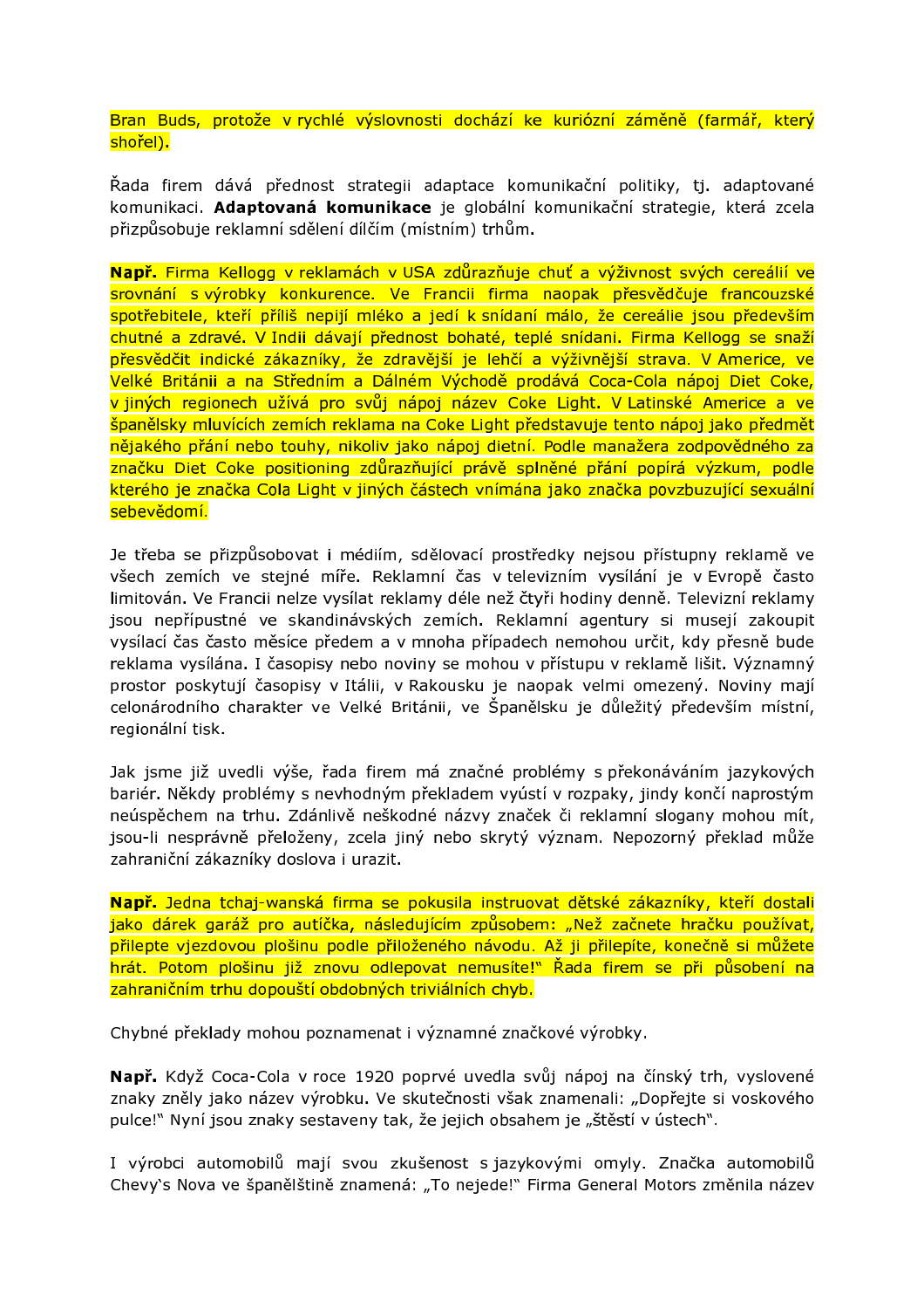Bran Buds, protože v rychlé výslovnosti dochází ke kuriózní záměně (farmář, který shořel).

Řada firem dává přednost strategii adaptace komunikační politiky, tj. adaptované komunikaci. **Adaptovaná komunikace** je globální komunikační strategie, která zcela přizpůsobuje reklamní sdělení dílčím (místním) trhům.

**Např.** Firma Kellogg v reklamách v USA zdůrazňuje chuť a výživnost svých cereálií ve srovnání s výrobky konkurence. Ve Francii firma naopak přesvědčuje francouzské spotřebitele, kteří příliš nepijí mléko a jedí k snídani málo, že cereálie jsou především chutné a zdravé. V Indii dávají přednost bohaté, teplé snídani. Firma Kellogg se snaží přesvědčit indické zákazníky, že zdravější je lehčí a výživnější strava. V Americe, ve Velké Británii a na Středním a Dálném Východě prodává Coca-Cola nápoj Diet Coke, v jiných regionech užívá pro svůj nápoj název Coke Light. V Latinské Americe a ve španělsky mluvících zemích reklama na Coke Light představuje tento nápoj jako předmět nějakého přání nebo touhy, nikoliv jako nápoj dietní. Podle manažera zodpovědného za značku Diet Coke positioning zdůrazňující právě splněné přání popírá výzkum, podle kterého je značka Cola Light v jiných částech vnímána jako značka povzbuzující sexuální sebevědomí.

Je třeba se přizpůsobovat i médiím, sdělovací prostředky nejsou přístupny reklamě ve všech zemích ve stejné míře. Reklamní čas v televizním vysílání je v Evropě často limitován. Ve Francii nelze vysílat reklamy déle než čtyři hodiny denně. Televizní reklamy jsou nepřípustné ve skandinávských zemích. Reklamní agentury si musejí zakoupit vysílací čas často měsíce předem a v mnoha případech nemohou určit, kdy přesně bude reklama vysílána. I časopisy nebo noviny se mohou v přístupu v reklamě lišit. Významný prostor poskytují časopisy v Itálii, v Rakousku je naopak velmi omezený. Noviny mají celonárodního charakter ve Velké Británii, ve Španělsku je důležitý především místní, regionální tisk.

Jak jsme již uvedli výše, řada firem má značné problémy s překonáváním jazykových bariér. Někdy problémy s nevhodným překladem vyústí v rozpaky, jindy končí naprostým neúspěchem na trhu. Zdánlivě neškodné názvy značek či reklamní slogany mohou mít, jsou-li nesprávně přeloženy, zcela jiný nebo skrytý význam. Nepozorný překlad může zahraniční zákazníky doslova i urazit.

**Např.** Jedna tchaj-wanská firma se pokusila instruovat dětské zákazníky, kteří dostali jako dárek garáž pro autíčka, následujícím způsobem: „Než začnete hračku používat, přilepte vjezdovou plošinu podle přiloženého návodu. Až ji přilepíte, konečně si můžete hrát. Potom plošinu již znovu odlepovat nemusíte!“ Řada firem se při působení na zahraničním trhu dopouští obdobných triviálních chyb.

Chybné překlady mohou poznamenat i významné značkové výrobky.

**Např.** Když Coca-Cola v roce 1920 poprvé uvedla svůj nápoj na čínský trh, vyslovené znaky zněly jako název výrobku. Ve skutečnosti však znamenali: „Dopřejte si voskového pulce!“ Nyní jsou znaky sestaveny tak, že jejich obsahem je „štěstí v ústech“.

I výrobci automobilů mají svou zkušenost s jazykovými omyly. Značka automobilů Chevy's Nova ve španělštině znamená: „To nejede!“ Firma General Motors změnila název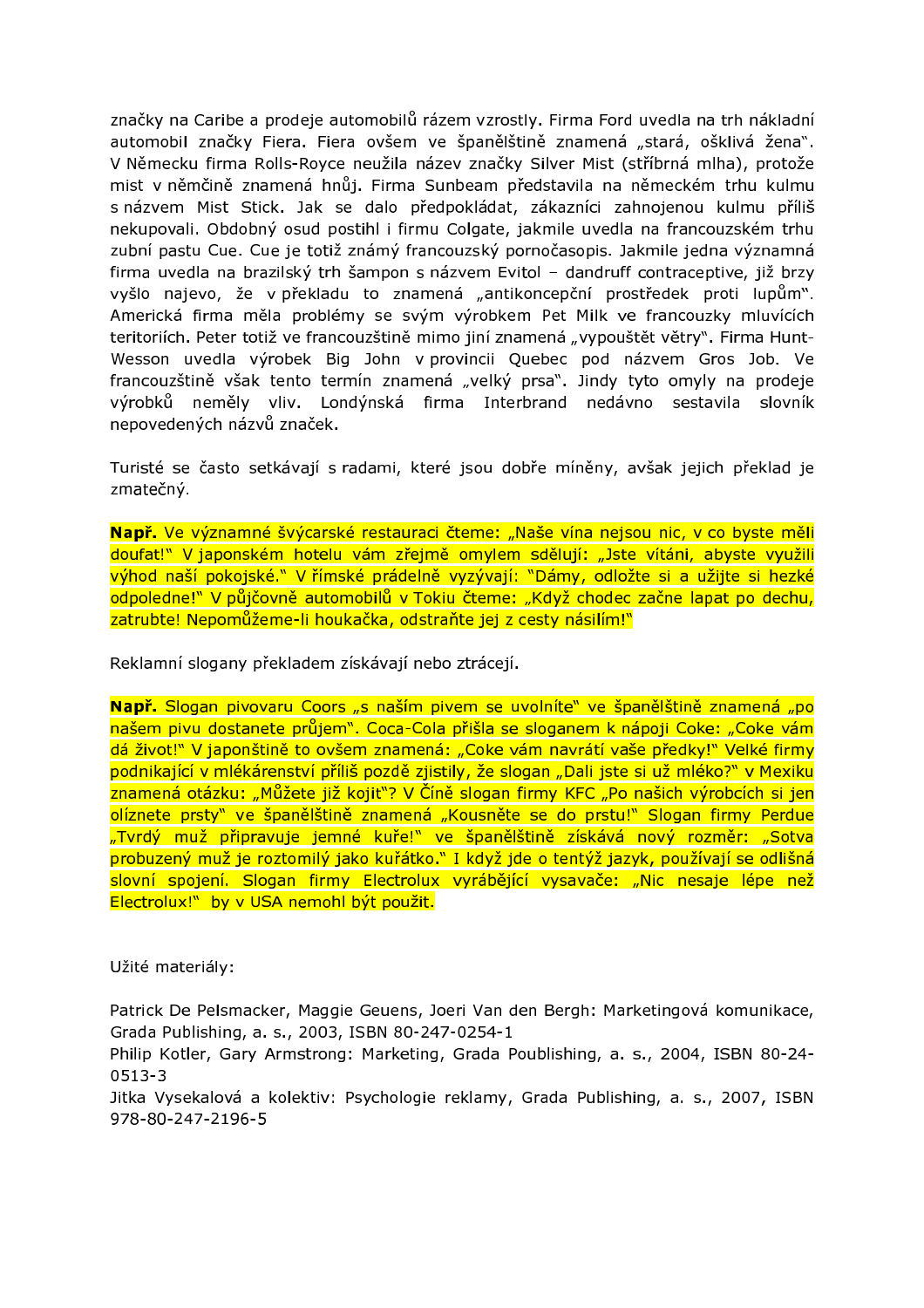značky na Caribe a prodeje automobilů rázem vzrostly. Firma Ford uvedla na trh nákladní automobil značky Fiera. Fiera ovšem ve španělštině znamená „stará, ošklivá žena". V Německu firma Rolls-Royce neužila název značky Silver Mist (stříbrná mlha), protože mist v němčině znamená hnůj. Firma Sunbeam představila na německém trhu kulmu s názvem Mist Stick. Jak se dalo předpokládat, zákazníci zahnojenou kulmu příliš nekupovali. Obdobný osud postihl i firmu Colgate, jakmile uvedla na francouzském trhu zubní pastu Cue. Cue je totiž známý francouzský pornočasopis. Jakmile jedna významná firma uvedla na brazilský trh šampon s názvem Evitol – dandruff contraceptive, jíž brzy vyšlo najevo, že v překladu to znamená „antikoncepční prostředek proti lupům". Americká firma měla problémy se svým výrobkem Pet Milk ve francouzky mluvících teritoriích. Peter totiž ve francouzštině mimo jiní znamená „vypouštět větry". Firma Hunt-Wesson uvedla výrobek Big John v provincii Quebec pod názvem Gros Job. Ve francouzštině však tento termín znamená „velký prsa". Jindy tyto omyly na prodeje výrobků neměly vliv. Londýnská firma Interbrand nedávno sestavila slovník nepovedených názvů značek.

Turisté se často setkávají s radami, které jsou dobře míněny, avšak jejich překlad je zmatečný.

**Např.** Ve významné švýcarské restauraci čteme: „Naše vína nejsou nic, v co byste měli doufat!" V japonském hotelu vám zřejmě omylem sdělují: „Jste vítáni, abyste využili výhod naší pokojské." V římské prádelně vyzývají: "Dámy, odložte si a užijte si hezké odpoledne!" V půjčovně automobilů v Tokiu čteme: „Když chodec začne lapat po dechu, zatrubte! Nepomůže-li houkačka, odstraňte jej z cesty násilím!"

Reklamní slogany překladem získávají nebo ztrácejí.

**Např.** Slogan pivovaru Coors „s naším pivem se uvolníte" ve španělštině znamená „po našem pivu dostanete průjem". Coca-Cola přišla se sloganem k nápoji Coke: „Coke vám dá život!" V japonštině to ovšem znamená: „Coke vám navrátí vaše předky!" Velké firmy podnikající v mlékárenství příliš pozdě zjistily, že slogan „Dali jste si už mléko?" v Mexiku znamená otázku: „Můžete již kojit"? V Číně slogan firmy KFC „Po našich výrobcích si jen olíznete prsty" ve španělštině znamená „Kousněte se do prstu!" Slogan firmy Perdue „Tvrdý muž připravuje jemné kuře!" ve španělštině získává nový rozměr: „Sotva probuzený muž je roztomilý jako kuřátko." I když jde o tentýž jazyk, používají se odlišná slovní spojení. Slogan firmy Electrolux vyrábějící vysavače: „Nic nesaje lépe než Electrolux!" by v USA nemohl být použit.

Užité materiály:

Patrick De Pelsmacker, Maggie Geuens, Joeri Van den Bergh: Marketingová komunikace, Grada Publishing, a. s., 2003, ISBN 80-247-0254-1
Philip Kotler, Gary Armstrong: Marketing, Grada Poublishing, a. s., 2004, ISBN 80-24-0513-3
Jitka Vysekalová a kolektiv: Psychologie reklamy, Grada Publishing, a. s., 2007, ISBN 978-80-247-2196-5